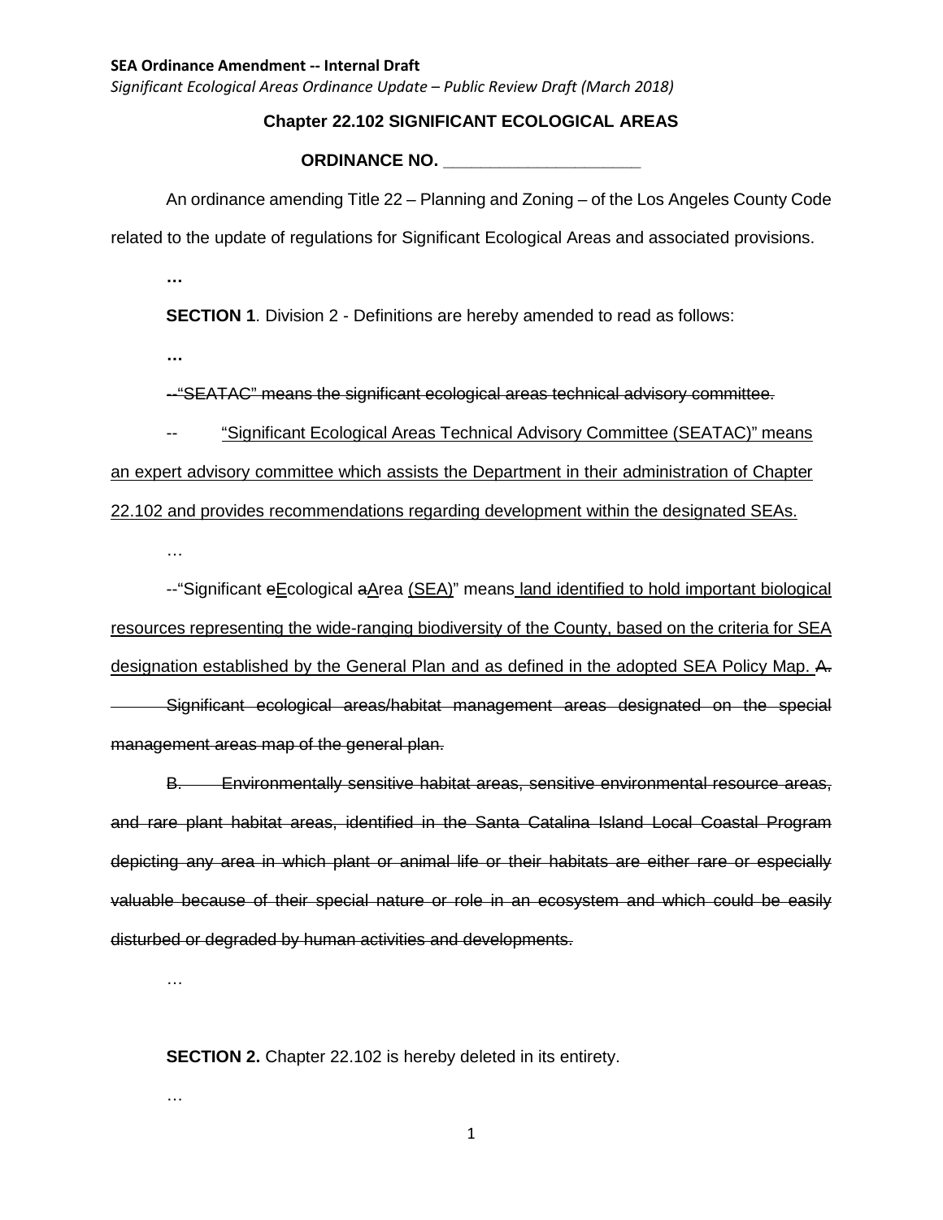**SEA Ordinance Amendment -- Internal Draft**

*Significant Ecological Areas Ordinance Update – Public Review Draft (March 2018)*

**Chapter 22.102 SIGNIFICANT ECOLOGICAL AREAS**

**ORDINANCE NO. ____________________**

An ordinance amending Title 22 – Planning and Zoning – of the Los Angeles County Code related to the update of regulations for Significant Ecological Areas and associated provisions.

**…**

**SECTION 1**. Division 2 - Definitions are hereby amended to read as follows:

**…**

~~--"SEATAC" means the significant ecological areas technical advisory committee.~~

-- <u>"Significant Ecological Areas Technical Advisory Committee (SEATAC)" means an expert advisory committee which assists the Department in their administration of Chapter 22.102 and provides recommendations regarding development within the designated SEAs.</u>

…

--"Significant ~~e~~<u>E</u>cological ~~a~~<u>A</u>rea <u>(SEA)</u>" means<u> land identified to hold important biological resources representing the wide-ranging biodiversity of the County, based on the criteria for SEA designation established by the General Plan and as defined in the adopted SEA Policy Map. </u>~~A. Significant ecological areas/habitat management areas designated on the special management areas map of the general plan.~~

~~B. Environmentally sensitive habitat areas, sensitive environmental resource areas, and rare plant habitat areas, identified in the Santa Catalina Island Local Coastal Program depicting any area in which plant or animal life or their habitats are either rare or especially valuable because of their special nature or role in an ecosystem and which could be easily disturbed or degraded by human activities and developments.~~

…

**SECTION 2.** Chapter 22.102 is hereby deleted in its entirety.

…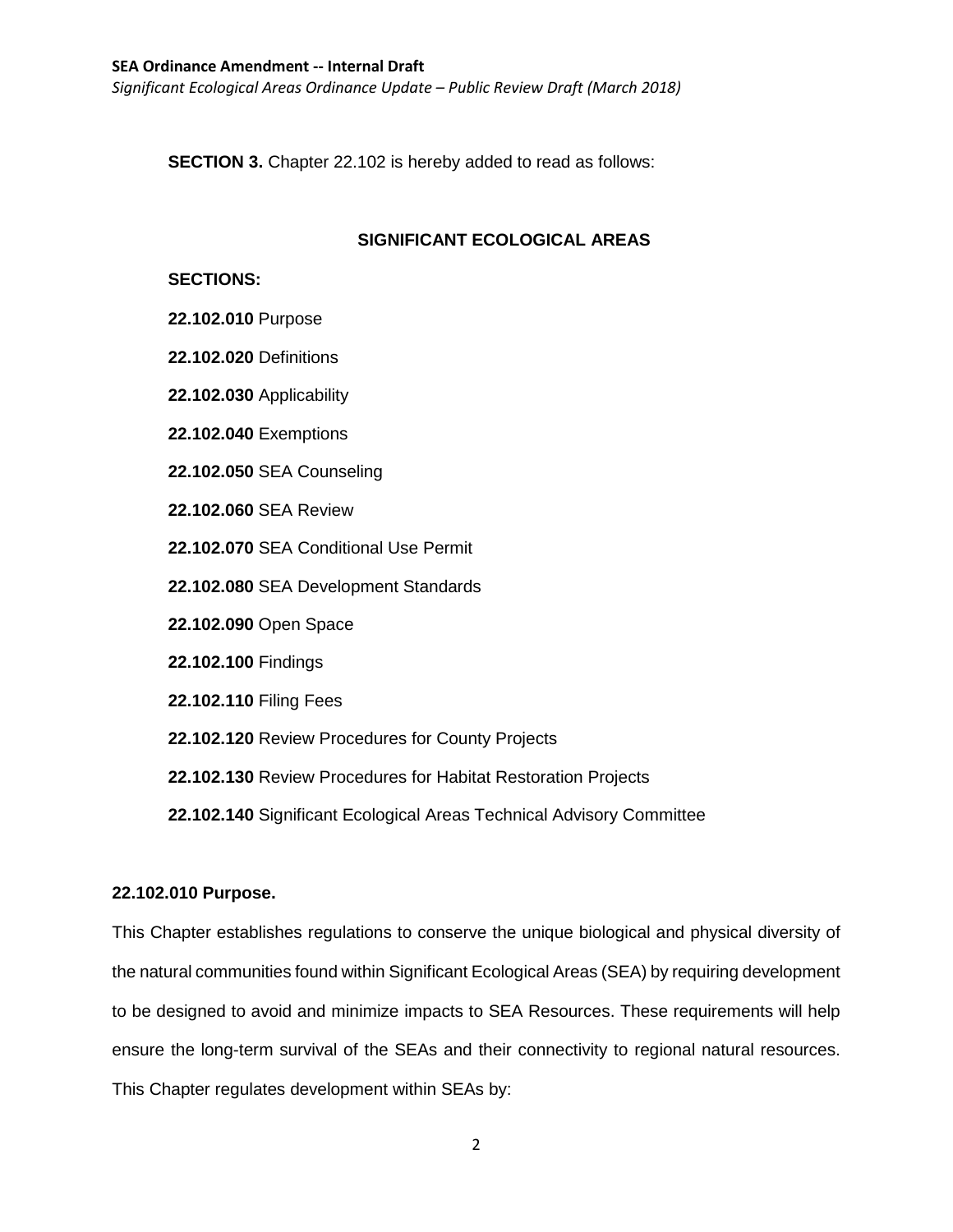**SECTION 3.** Chapter 22.102 is hereby added to read as follows:

## SIGNIFICANT ECOLOGICAL AREAS

**SECTIONS:**

**22.102.010** Purpose

**22.102.020** Definitions

**22.102.030** Applicability

**22.102.040** Exemptions

**22.102.050** SEA Counseling

**22.102.060** SEA Review

**22.102.070** SEA Conditional Use Permit

**22.102.080** SEA Development Standards

**22.102.090** Open Space

**22.102.100** Findings

**22.102.110** Filing Fees

**22.102.120** Review Procedures for County Projects

**22.102.130** Review Procedures for Habitat Restoration Projects

**22.102.140** Significant Ecological Areas Technical Advisory Committee

### 22.102.010 Purpose.

This Chapter establishes regulations to conserve the unique biological and physical diversity of the natural communities found within Significant Ecological Areas (SEA) by requiring development to be designed to avoid and minimize impacts to SEA Resources. These requirements will help ensure the long-term survival of the SEAs and their connectivity to regional natural resources. This Chapter regulates development within SEAs by: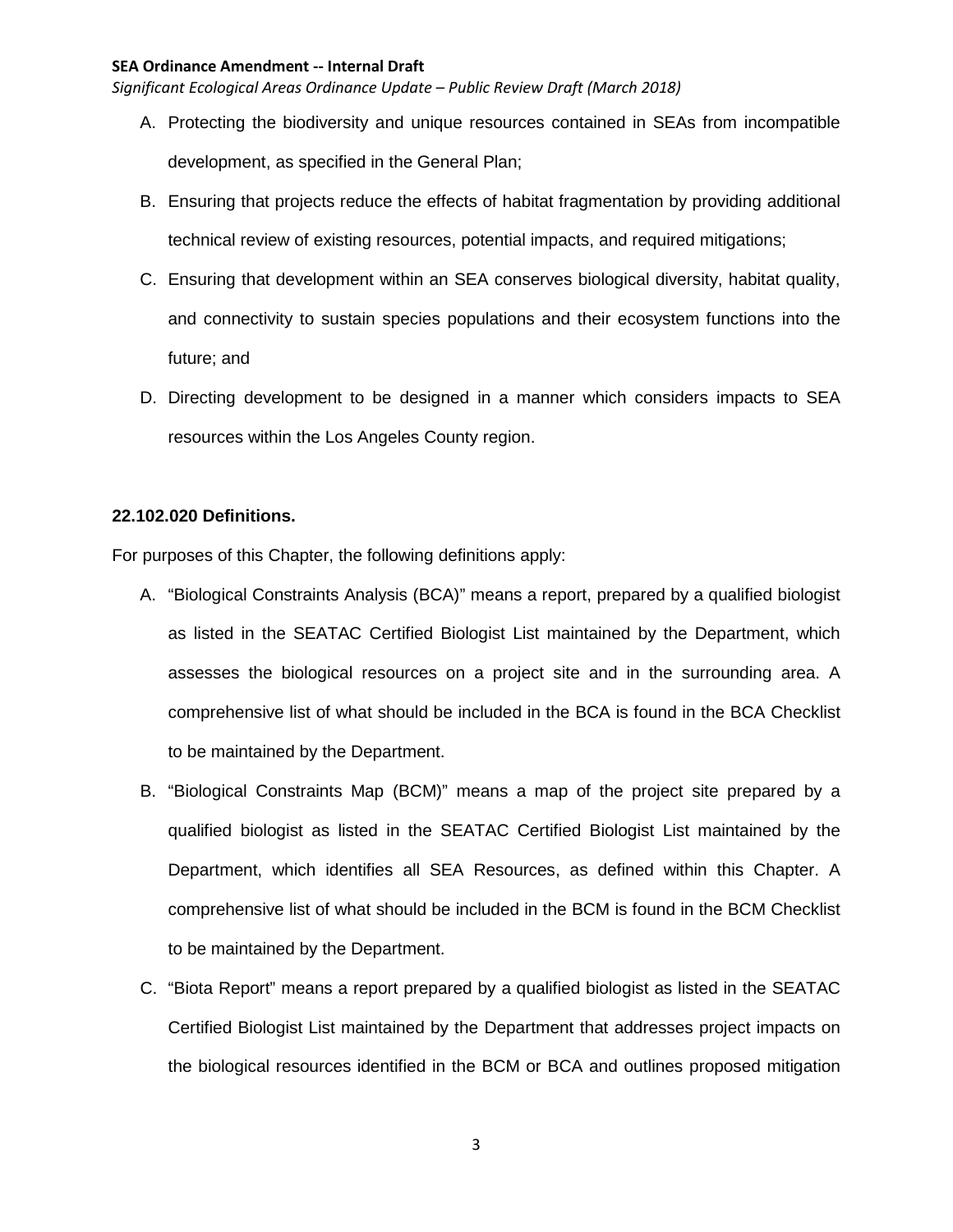A. Protecting the biodiversity and unique resources contained in SEAs from incompatible development, as specified in the General Plan;

B. Ensuring that projects reduce the effects of habitat fragmentation by providing additional technical review of existing resources, potential impacts, and required mitigations;

C. Ensuring that development within an SEA conserves biological diversity, habitat quality, and connectivity to sustain species populations and their ecosystem functions into the future; and

D. Directing development to be designed in a manner which considers impacts to SEA resources within the Los Angeles County region.

**22.102.020 Definitions.**

For purposes of this Chapter, the following definitions apply:

A. “Biological Constraints Analysis (BCA)” means a report, prepared by a qualified biologist as listed in the SEATAC Certified Biologist List maintained by the Department, which assesses the biological resources on a project site and in the surrounding area. A comprehensive list of what should be included in the BCA is found in the BCA Checklist to be maintained by the Department.

B. “Biological Constraints Map (BCM)” means a map of the project site prepared by a qualified biologist as listed in the SEATAC Certified Biologist List maintained by the Department, which identifies all SEA Resources, as defined within this Chapter. A comprehensive list of what should be included in the BCM is found in the BCM Checklist to be maintained by the Department.

C. “Biota Report” means a report prepared by a qualified biologist as listed in the SEATAC Certified Biologist List maintained by the Department that addresses project impacts on the biological resources identified in the BCM or BCA and outlines proposed mitigation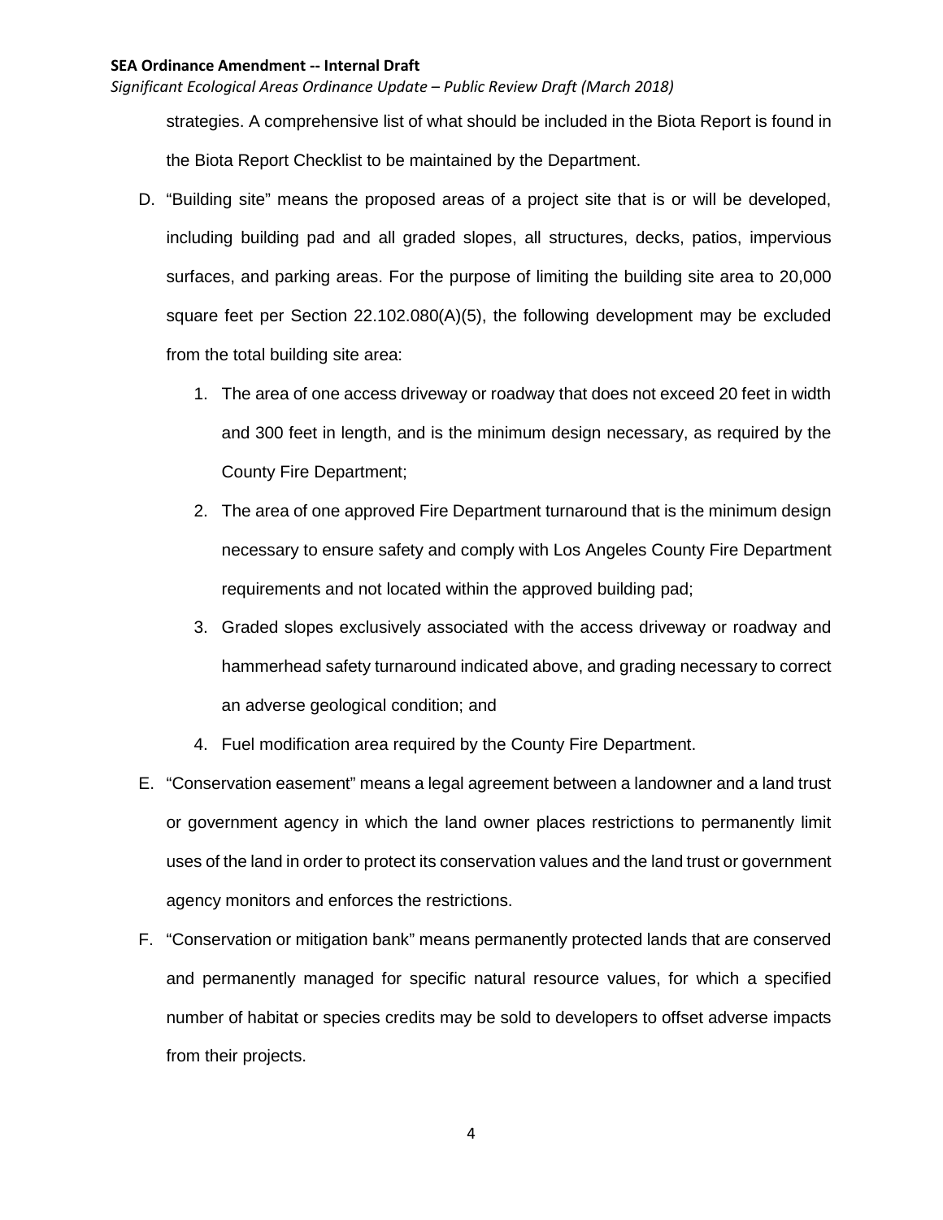strategies. A comprehensive list of what should be included in the Biota Report is found in the Biota Report Checklist to be maintained by the Department.

D. "Building site" means the proposed areas of a project site that is or will be developed, including building pad and all graded slopes, all structures, decks, patios, impervious surfaces, and parking areas. For the purpose of limiting the building site area to 20,000 square feet per Section 22.102.080(A)(5), the following development may be excluded from the total building site area:

   1. The area of one access driveway or roadway that does not exceed 20 feet in width and 300 feet in length, and is the minimum design necessary, as required by the County Fire Department;
   2. The area of one approved Fire Department turnaround that is the minimum design necessary to ensure safety and comply with Los Angeles County Fire Department requirements and not located within the approved building pad;
   3. Graded slopes exclusively associated with the access driveway or roadway and hammerhead safety turnaround indicated above, and grading necessary to correct an adverse geological condition; and
   4. Fuel modification area required by the County Fire Department.

E. "Conservation easement" means a legal agreement between a landowner and a land trust or government agency in which the land owner places restrictions to permanently limit uses of the land in order to protect its conservation values and the land trust or government agency monitors and enforces the restrictions.

F. "Conservation or mitigation bank" means permanently protected lands that are conserved and permanently managed for specific natural resource values, for which a specified number of habitat or species credits may be sold to developers to offset adverse impacts from their projects.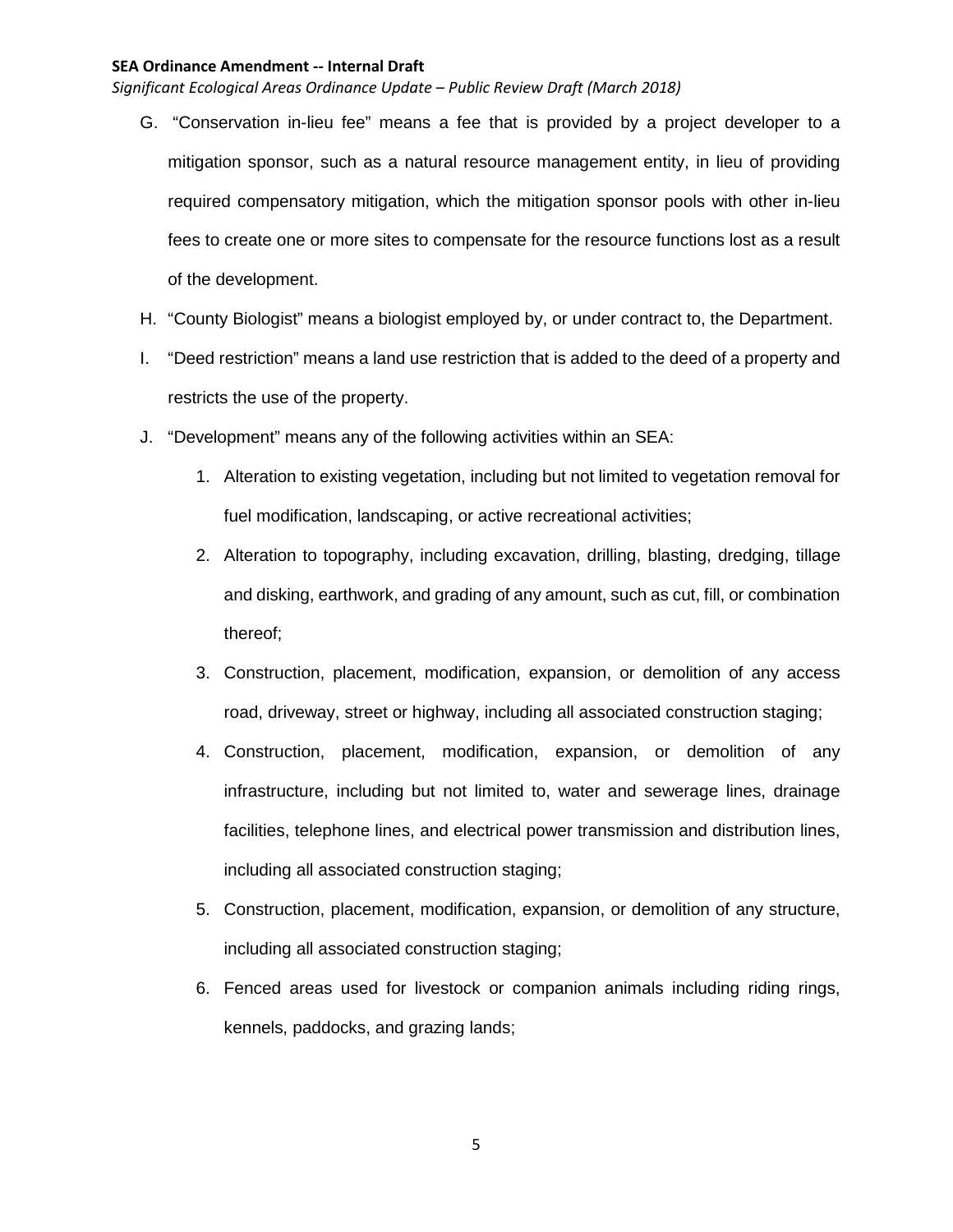G. "Conservation in-lieu fee" means a fee that is provided by a project developer to a mitigation sponsor, such as a natural resource management entity, in lieu of providing required compensatory mitigation, which the mitigation sponsor pools with other in-lieu fees to create one or more sites to compensate for the resource functions lost as a result of the development.

H. "County Biologist" means a biologist employed by, or under contract to, the Department.

I. "Deed restriction" means a land use restriction that is added to the deed of a property and restricts the use of the property.

J. "Development" means any of the following activities within an SEA:

   1. Alteration to existing vegetation, including but not limited to vegetation removal for fuel modification, landscaping, or active recreational activities;

   2. Alteration to topography, including excavation, drilling, blasting, dredging, tillage and disking, earthwork, and grading of any amount, such as cut, fill, or combination thereof;

   3. Construction, placement, modification, expansion, or demolition of any access road, driveway, street or highway, including all associated construction staging;

   4. Construction, placement, modification, expansion, or demolition of any infrastructure, including but not limited to, water and sewerage lines, drainage facilities, telephone lines, and electrical power transmission and distribution lines, including all associated construction staging;

   5. Construction, placement, modification, expansion, or demolition of any structure, including all associated construction staging;

   6. Fenced areas used for livestock or companion animals including riding rings, kennels, paddocks, and grazing lands;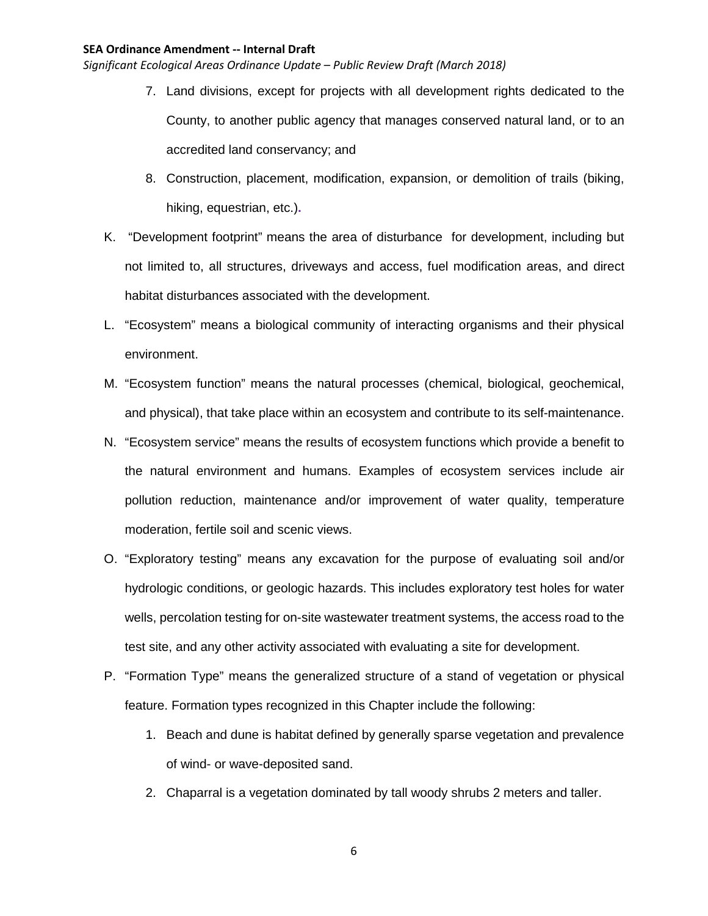7. Land divisions, except for projects with all development rights dedicated to the County, to another public agency that manages conserved natural land, or to an accredited land conservancy; and

8. Construction, placement, modification, expansion, or demolition of trails (biking, hiking, equestrian, etc.).

K. "Development footprint" means the area of disturbance for development, including but not limited to, all structures, driveways and access, fuel modification areas, and direct habitat disturbances associated with the development.

L. "Ecosystem" means a biological community of interacting organisms and their physical environment.

M. "Ecosystem function" means the natural processes (chemical, biological, geochemical, and physical), that take place within an ecosystem and contribute to its self-maintenance.

N. "Ecosystem service" means the results of ecosystem functions which provide a benefit to the natural environment and humans. Examples of ecosystem services include air pollution reduction, maintenance and/or improvement of water quality, temperature moderation, fertile soil and scenic views.

O. "Exploratory testing" means any excavation for the purpose of evaluating soil and/or hydrologic conditions, or geologic hazards. This includes exploratory test holes for water wells, percolation testing for on-site wastewater treatment systems, the access road to the test site, and any other activity associated with evaluating a site for development.

P. "Formation Type" means the generalized structure of a stand of vegetation or physical feature. Formation types recognized in this Chapter include the following:

1. Beach and dune is habitat defined by generally sparse vegetation and prevalence of wind- or wave-deposited sand.

2. Chaparral is a vegetation dominated by tall woody shrubs 2 meters and taller.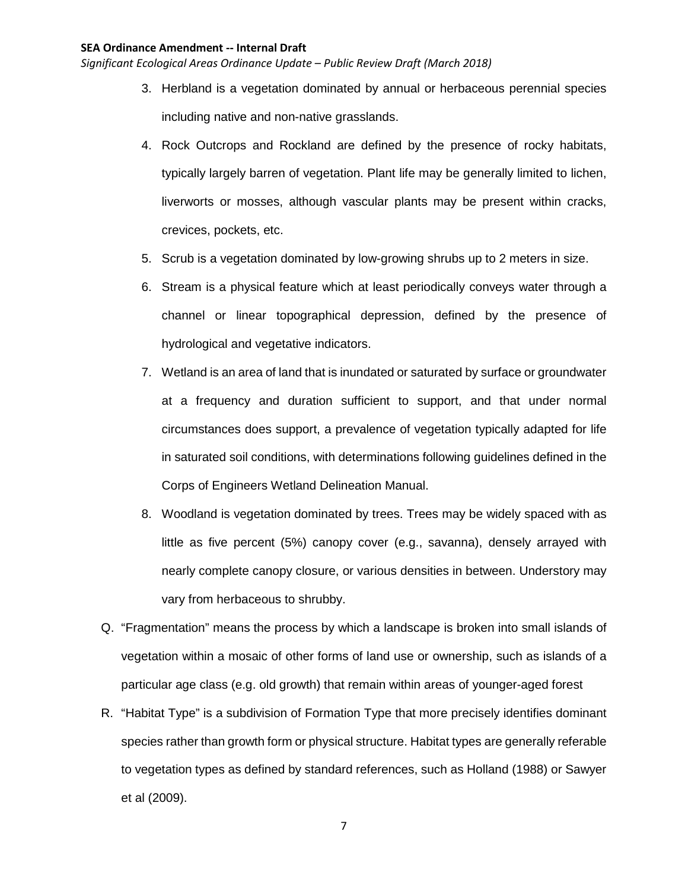3. Herbland is a vegetation dominated by annual or herbaceous perennial species including native and non-native grasslands.
4. Rock Outcrops and Rockland are defined by the presence of rocky habitats, typically largely barren of vegetation. Plant life may be generally limited to lichen, liverworts or mosses, although vascular plants may be present within cracks, crevices, pockets, etc.
5. Scrub is a vegetation dominated by low-growing shrubs up to 2 meters in size.
6. Stream is a physical feature which at least periodically conveys water through a channel or linear topographical depression, defined by the presence of hydrological and vegetative indicators.
7. Wetland is an area of land that is inundated or saturated by surface or groundwater at a frequency and duration sufficient to support, and that under normal circumstances does support, a prevalence of vegetation typically adapted for life in saturated soil conditions, with determinations following guidelines defined in the Corps of Engineers Wetland Delineation Manual.
8. Woodland is vegetation dominated by trees. Trees may be widely spaced with as little as five percent (5%) canopy cover (e.g., savanna), densely arrayed with nearly complete canopy closure, or various densities in between. Understory may vary from herbaceous to shrubby.

Q. "Fragmentation" means the process by which a landscape is broken into small islands of vegetation within a mosaic of other forms of land use or ownership, such as islands of a particular age class (e.g. old growth) that remain within areas of younger-aged forest

R. "Habitat Type" is a subdivision of Formation Type that more precisely identifies dominant species rather than growth form or physical structure. Habitat types are generally referable to vegetation types as defined by standard references, such as Holland (1988) or Sawyer et al (2009).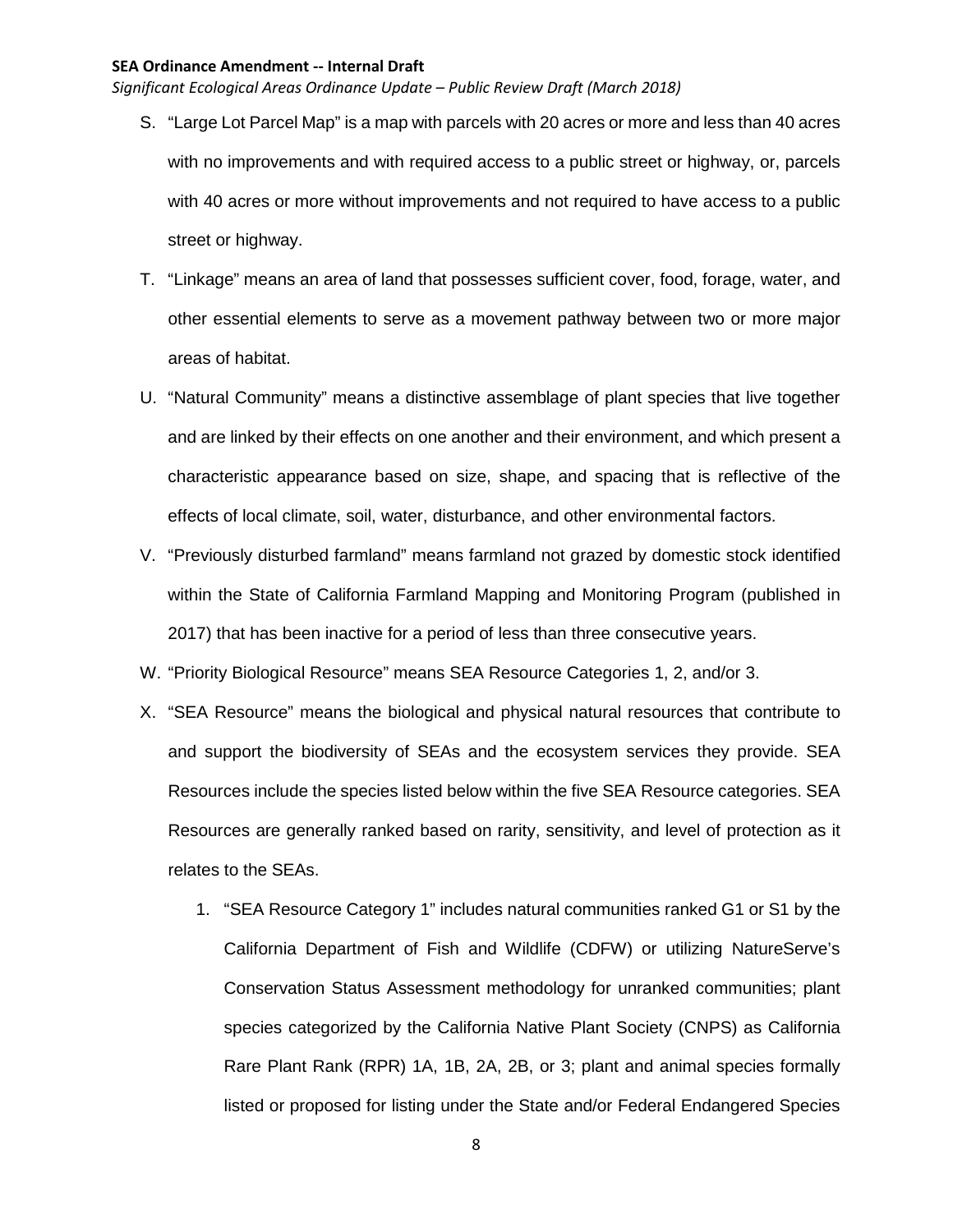S. "Large Lot Parcel Map" is a map with parcels with 20 acres or more and less than 40 acres with no improvements and with required access to a public street or highway, or, parcels with 40 acres or more without improvements and not required to have access to a public street or highway.

T. "Linkage" means an area of land that possesses sufficient cover, food, forage, water, and other essential elements to serve as a movement pathway between two or more major areas of habitat.

U. "Natural Community" means a distinctive assemblage of plant species that live together and are linked by their effects on one another and their environment, and which present a characteristic appearance based on size, shape, and spacing that is reflective of the effects of local climate, soil, water, disturbance, and other environmental factors.

V. "Previously disturbed farmland" means farmland not grazed by domestic stock identified within the State of California Farmland Mapping and Monitoring Program (published in 2017) that has been inactive for a period of less than three consecutive years.

W. "Priority Biological Resource" means SEA Resource Categories 1, 2, and/or 3.

X. "SEA Resource" means the biological and physical natural resources that contribute to and support the biodiversity of SEAs and the ecosystem services they provide. SEA Resources include the species listed below within the five SEA Resource categories. SEA Resources are generally ranked based on rarity, sensitivity, and level of protection as it relates to the SEAs.

   1. "SEA Resource Category 1" includes natural communities ranked G1 or S1 by the California Department of Fish and Wildlife (CDFW) or utilizing NatureServe's Conservation Status Assessment methodology for unranked communities; plant species categorized by the California Native Plant Society (CNPS) as California Rare Plant Rank (RPR) 1A, 1B, 2A, 2B, or 3; plant and animal species formally listed or proposed for listing under the State and/or Federal Endangered Species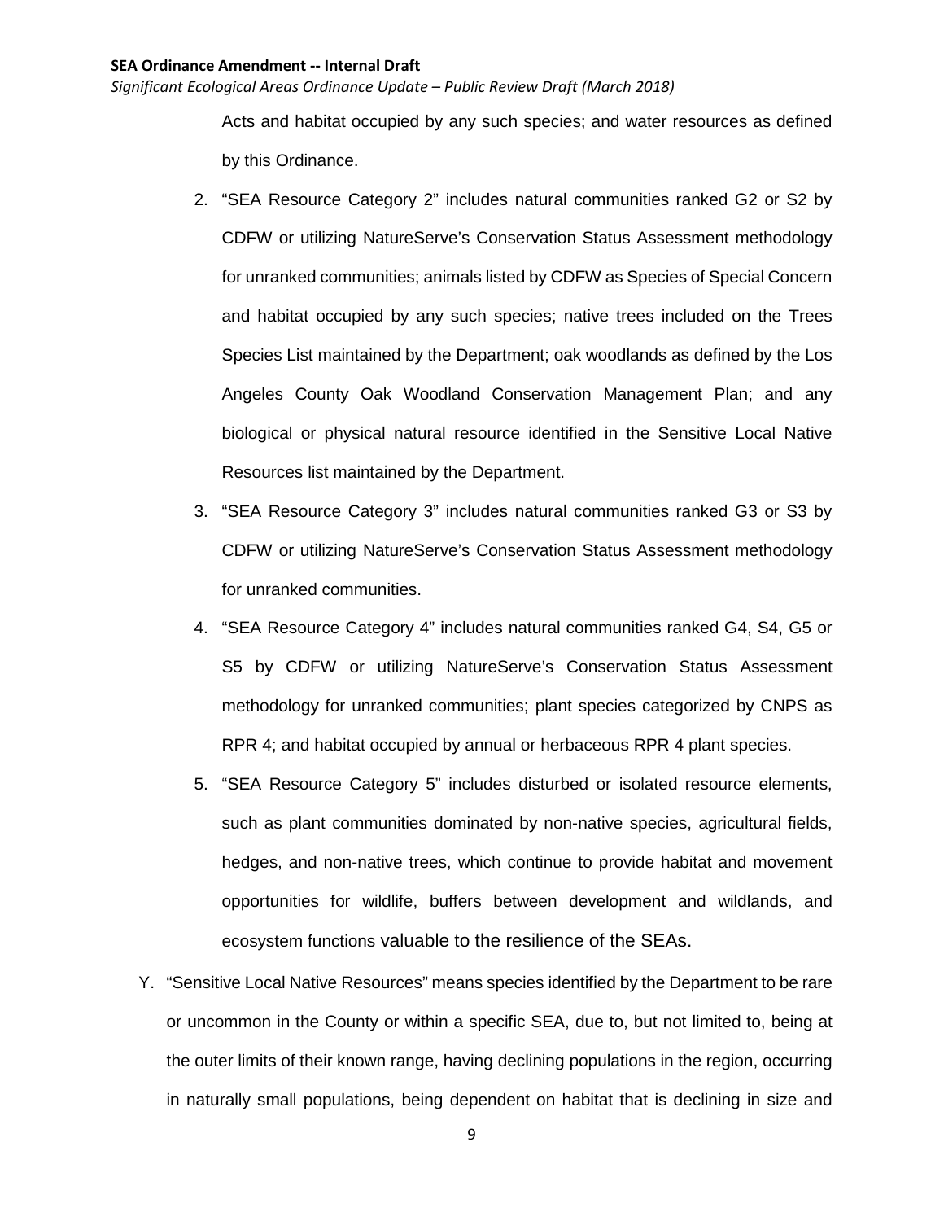Acts and habitat occupied by any such species; and water resources as defined by this Ordinance.

2. "SEA Resource Category 2" includes natural communities ranked G2 or S2 by CDFW or utilizing NatureServe's Conservation Status Assessment methodology for unranked communities; animals listed by CDFW as Species of Special Concern and habitat occupied by any such species; native trees included on the Trees Species List maintained by the Department; oak woodlands as defined by the Los Angeles County Oak Woodland Conservation Management Plan; and any biological or physical natural resource identified in the Sensitive Local Native Resources list maintained by the Department.
3. "SEA Resource Category 3" includes natural communities ranked G3 or S3 by CDFW or utilizing NatureServe's Conservation Status Assessment methodology for unranked communities.
4. "SEA Resource Category 4" includes natural communities ranked G4, S4, G5 or S5 by CDFW or utilizing NatureServe's Conservation Status Assessment methodology for unranked communities; plant species categorized by CNPS as RPR 4; and habitat occupied by annual or herbaceous RPR 4 plant species.
5. "SEA Resource Category 5" includes disturbed or isolated resource elements, such as plant communities dominated by non-native species, agricultural fields, hedges, and non-native trees, which continue to provide habitat and movement opportunities for wildlife, buffers between development and wildlands, and ecosystem functions valuable to the resilience of the SEAs.

Y. "Sensitive Local Native Resources" means species identified by the Department to be rare or uncommon in the County or within a specific SEA, due to, but not limited to, being at the outer limits of their known range, having declining populations in the region, occurring in naturally small populations, being dependent on habitat that is declining in size and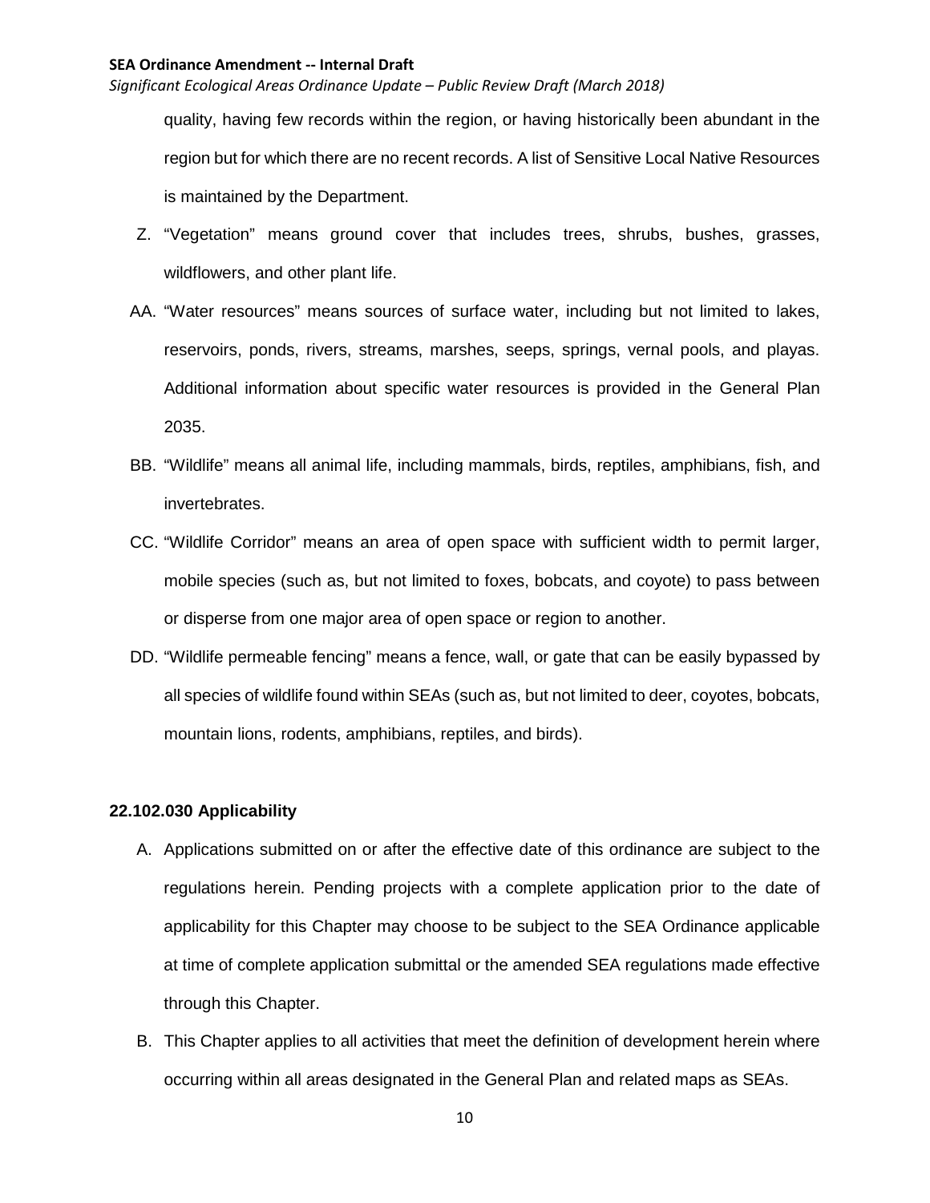quality, having few records within the region, or having historically been abundant in the region but for which there are no recent records. A list of Sensitive Local Native Resources is maintained by the Department.

Z. "Vegetation" means ground cover that includes trees, shrubs, bushes, grasses, wildflowers, and other plant life.

AA. "Water resources" means sources of surface water, including but not limited to lakes, reservoirs, ponds, rivers, streams, marshes, seeps, springs, vernal pools, and playas. Additional information about specific water resources is provided in the General Plan 2035.

BB. "Wildlife" means all animal life, including mammals, birds, reptiles, amphibians, fish, and invertebrates.

CC. "Wildlife Corridor" means an area of open space with sufficient width to permit larger, mobile species (such as, but not limited to foxes, bobcats, and coyote) to pass between or disperse from one major area of open space or region to another.

DD. "Wildlife permeable fencing" means a fence, wall, or gate that can be easily bypassed by all species of wildlife found within SEAs (such as, but not limited to deer, coyotes, bobcats, mountain lions, rodents, amphibians, reptiles, and birds).

### 22.102.030 Applicability

A. Applications submitted on or after the effective date of this ordinance are subject to the regulations herein. Pending projects with a complete application prior to the date of applicability for this Chapter may choose to be subject to the SEA Ordinance applicable at time of complete application submittal or the amended SEA regulations made effective through this Chapter.

B. This Chapter applies to all activities that meet the definition of development herein where occurring within all areas designated in the General Plan and related maps as SEAs.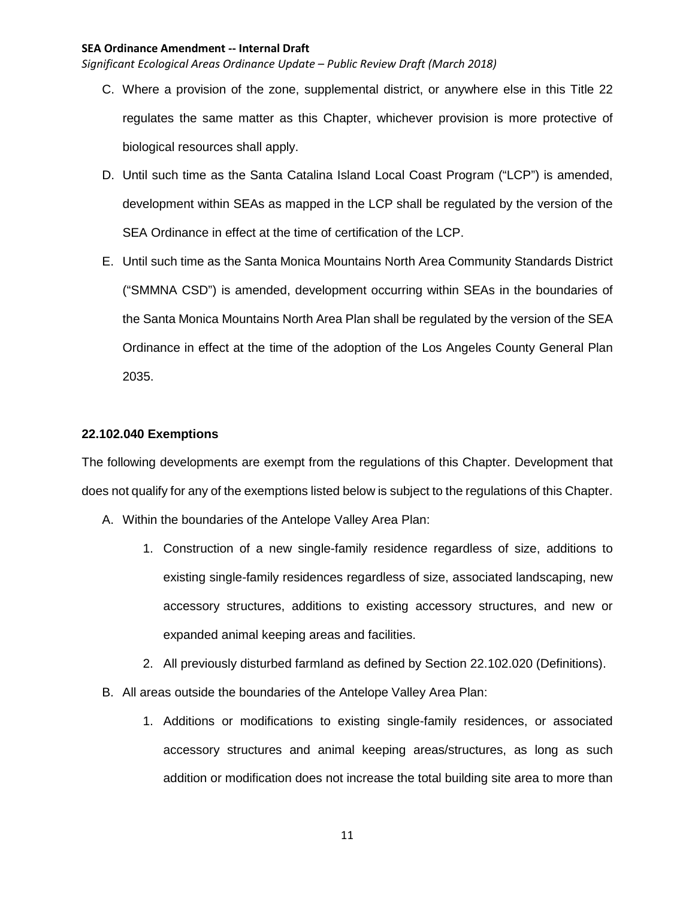C. Where a provision of the zone, supplemental district, or anywhere else in this Title 22 regulates the same matter as this Chapter, whichever provision is more protective of biological resources shall apply.

D. Until such time as the Santa Catalina Island Local Coast Program ("LCP") is amended, development within SEAs as mapped in the LCP shall be regulated by the version of the SEA Ordinance in effect at the time of certification of the LCP.

E. Until such time as the Santa Monica Mountains North Area Community Standards District ("SMMNA CSD") is amended, development occurring within SEAs in the boundaries of the Santa Monica Mountains North Area Plan shall be regulated by the version of the SEA Ordinance in effect at the time of the adoption of the Los Angeles County General Plan 2035.

**22.102.040 Exemptions**

The following developments are exempt from the regulations of this Chapter. Development that does not qualify for any of the exemptions listed below is subject to the regulations of this Chapter.

A. Within the boundaries of the Antelope Valley Area Plan:

   1. Construction of a new single-family residence regardless of size, additions to existing single-family residences regardless of size, associated landscaping, new accessory structures, additions to existing accessory structures, and new or expanded animal keeping areas and facilities.

   2. All previously disturbed farmland as defined by Section 22.102.020 (Definitions).

B. All areas outside the boundaries of the Antelope Valley Area Plan:

   1. Additions or modifications to existing single-family residences, or associated accessory structures and animal keeping areas/structures, as long as such addition or modification does not increase the total building site area to more than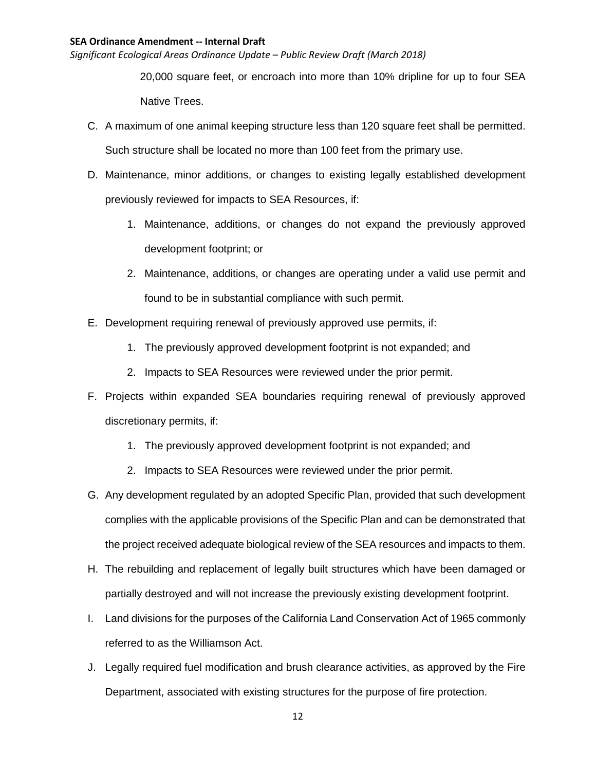20,000 square feet, or encroach into more than 10% dripline for up to four SEA Native Trees.

C. A maximum of one animal keeping structure less than 120 square feet shall be permitted. Such structure shall be located no more than 100 feet from the primary use.

D. Maintenance, minor additions, or changes to existing legally established development previously reviewed for impacts to SEA Resources, if:

   1. Maintenance, additions, or changes do not expand the previously approved development footprint; or

   2. Maintenance, additions, or changes are operating under a valid use permit and found to be in substantial compliance with such permit.

E. Development requiring renewal of previously approved use permits, if:

   1. The previously approved development footprint is not expanded; and

   2. Impacts to SEA Resources were reviewed under the prior permit.

F. Projects within expanded SEA boundaries requiring renewal of previously approved discretionary permits, if:

   1. The previously approved development footprint is not expanded; and

   2. Impacts to SEA Resources were reviewed under the prior permit.

G. Any development regulated by an adopted Specific Plan, provided that such development complies with the applicable provisions of the Specific Plan and can be demonstrated that the project received adequate biological review of the SEA resources and impacts to them.

H. The rebuilding and replacement of legally built structures which have been damaged or partially destroyed and will not increase the previously existing development footprint.

I. Land divisions for the purposes of the California Land Conservation Act of 1965 commonly referred to as the Williamson Act.

J. Legally required fuel modification and brush clearance activities, as approved by the Fire Department, associated with existing structures for the purpose of fire protection.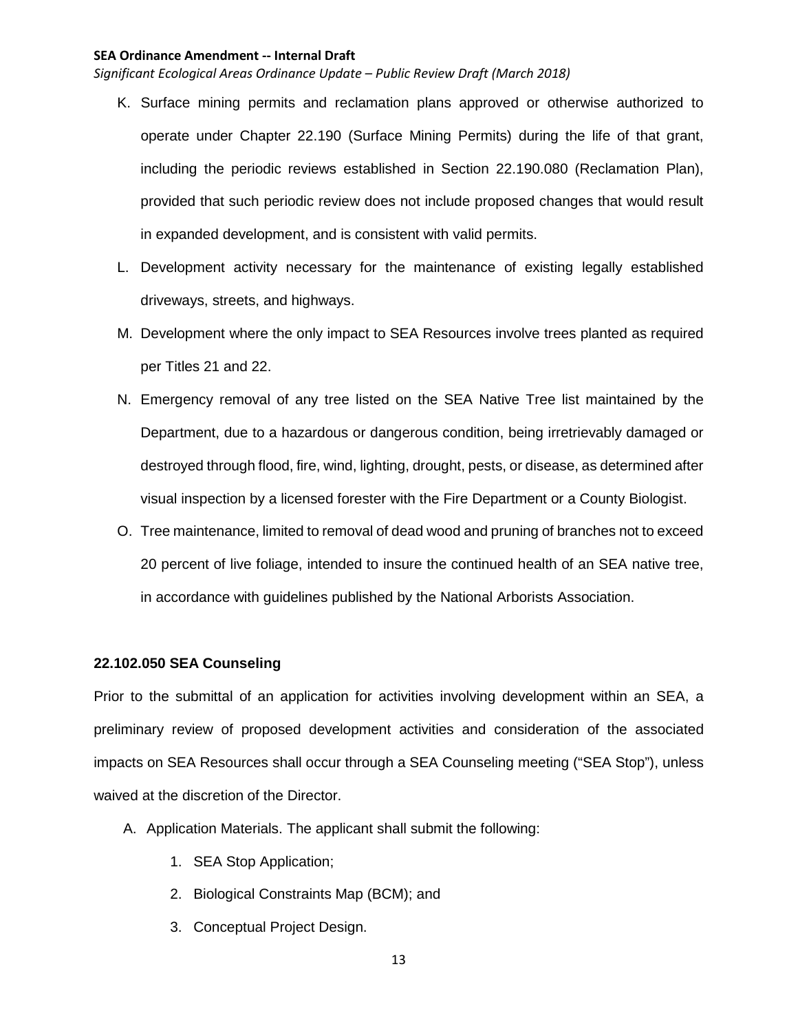K. Surface mining permits and reclamation plans approved or otherwise authorized to operate under Chapter 22.190 (Surface Mining Permits) during the life of that grant, including the periodic reviews established in Section 22.190.080 (Reclamation Plan), provided that such periodic review does not include proposed changes that would result in expanded development, and is consistent with valid permits.

L. Development activity necessary for the maintenance of existing legally established driveways, streets, and highways.

M. Development where the only impact to SEA Resources involve trees planted as required per Titles 21 and 22.

N. Emergency removal of any tree listed on the SEA Native Tree list maintained by the Department, due to a hazardous or dangerous condition, being irretrievably damaged or destroyed through flood, fire, wind, lighting, drought, pests, or disease, as determined after visual inspection by a licensed forester with the Fire Department or a County Biologist.

O. Tree maintenance, limited to removal of dead wood and pruning of branches not to exceed 20 percent of live foliage, intended to insure the continued health of an SEA native tree, in accordance with guidelines published by the National Arborists Association.

### 22.102.050 SEA Counseling

Prior to the submittal of an application for activities involving development within an SEA, a preliminary review of proposed development activities and consideration of the associated impacts on SEA Resources shall occur through a SEA Counseling meeting ("SEA Stop"), unless waived at the discretion of the Director.

A. Application Materials. The applicant shall submit the following:

1. SEA Stop Application;
2. Biological Constraints Map (BCM); and
3. Conceptual Project Design.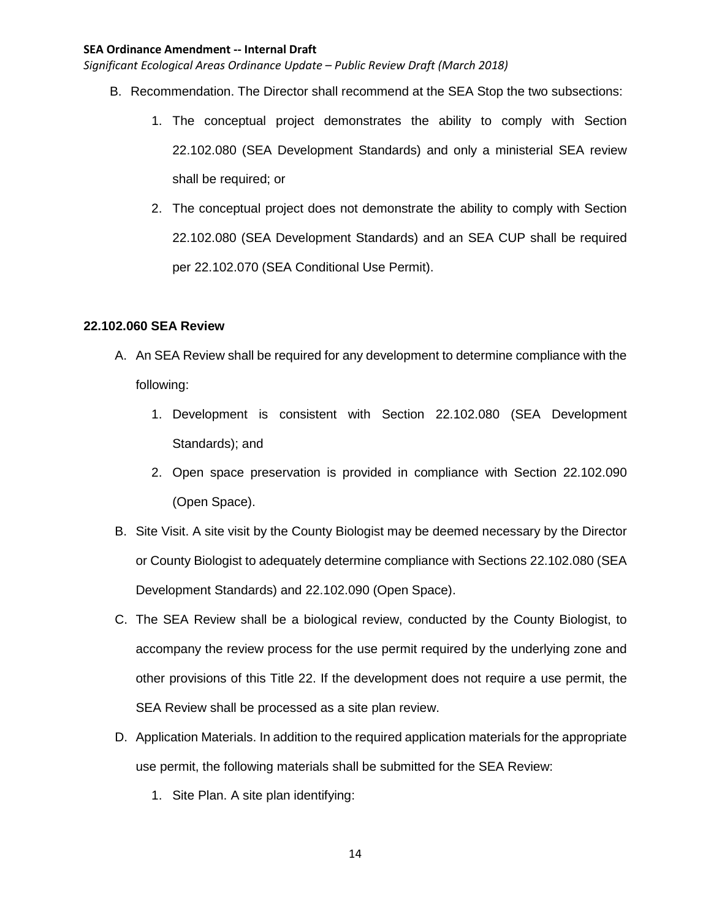B. Recommendation. The Director shall recommend at the SEA Stop the two subsections:

   1. The conceptual project demonstrates the ability to comply with Section 22.102.080 (SEA Development Standards) and only a ministerial SEA review shall be required; or

   2. The conceptual project does not demonstrate the ability to comply with Section 22.102.080 (SEA Development Standards) and an SEA CUP shall be required per 22.102.070 (SEA Conditional Use Permit).

**22.102.060 SEA Review**

A. An SEA Review shall be required for any development to determine compliance with the following:

   1. Development is consistent with Section 22.102.080 (SEA Development Standards); and

   2. Open space preservation is provided in compliance with Section 22.102.090 (Open Space).

B. Site Visit. A site visit by the County Biologist may be deemed necessary by the Director or County Biologist to adequately determine compliance with Sections 22.102.080 (SEA Development Standards) and 22.102.090 (Open Space).

C. The SEA Review shall be a biological review, conducted by the County Biologist, to accompany the review process for the use permit required by the underlying zone and other provisions of this Title 22. If the development does not require a use permit, the SEA Review shall be processed as a site plan review.

D. Application Materials. In addition to the required application materials for the appropriate use permit, the following materials shall be submitted for the SEA Review:

   1. Site Plan. A site plan identifying: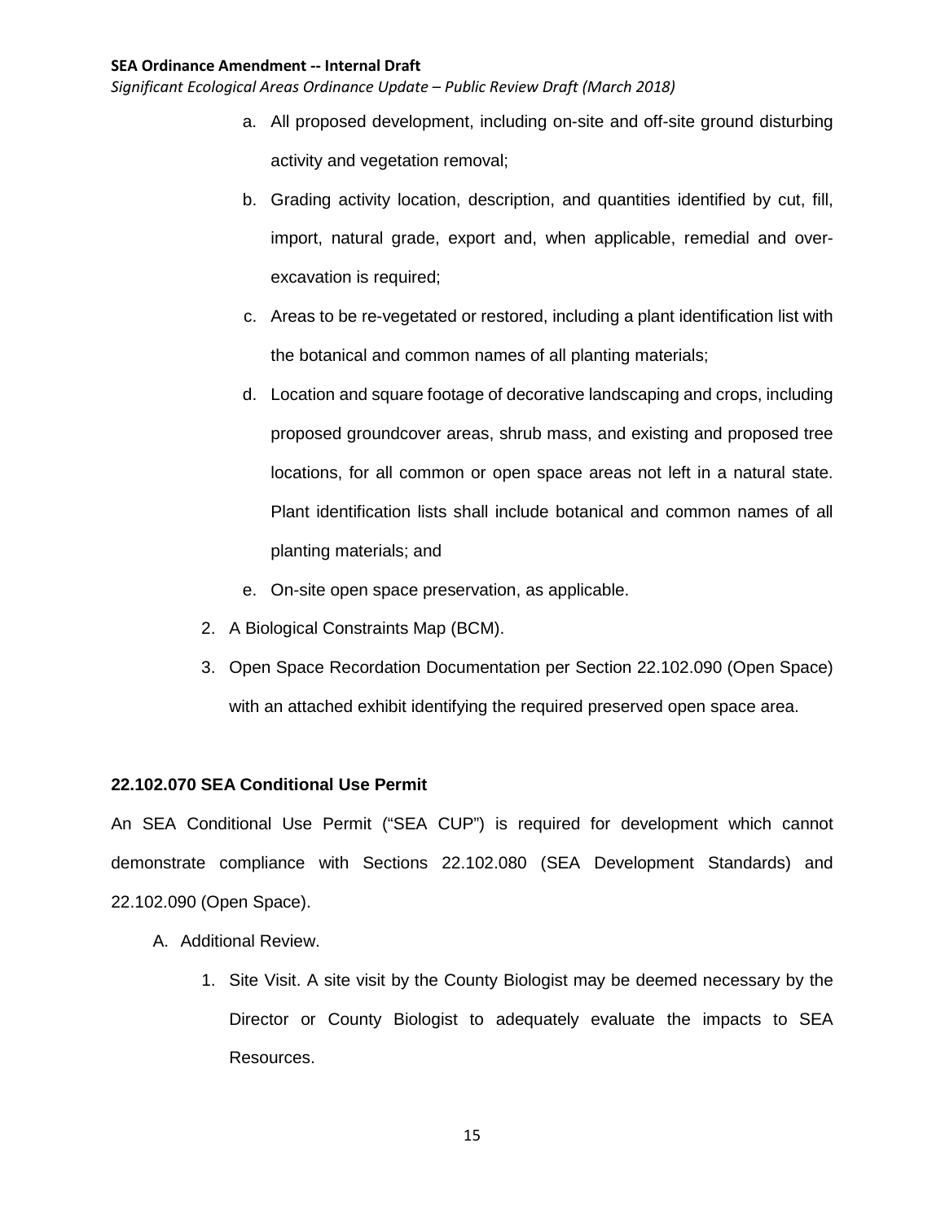a. All proposed development, including on-site and off-site ground disturbing activity and vegetation removal;
b. Grading activity location, description, and quantities identified by cut, fill, import, natural grade, export and, when applicable, remedial and over-excavation is required;
c. Areas to be re-vegetated or restored, including a plant identification list with the botanical and common names of all planting materials;
d. Location and square footage of decorative landscaping and crops, including proposed groundcover areas, shrub mass, and existing and proposed tree locations, for all common or open space areas not left in a natural state. Plant identification lists shall include botanical and common names of all planting materials; and
e. On-site open space preservation, as applicable.

2. A Biological Constraints Map (BCM).
3. Open Space Recordation Documentation per Section 22.102.090 (Open Space) with an attached exhibit identifying the required preserved open space area.

**22.102.070 SEA Conditional Use Permit**

An SEA Conditional Use Permit ("SEA CUP") is required for development which cannot demonstrate compliance with Sections 22.102.080 (SEA Development Standards) and 22.102.090 (Open Space).

A. Additional Review.
   1. Site Visit. A site visit by the County Biologist may be deemed necessary by the Director or County Biologist to adequately evaluate the impacts to SEA Resources.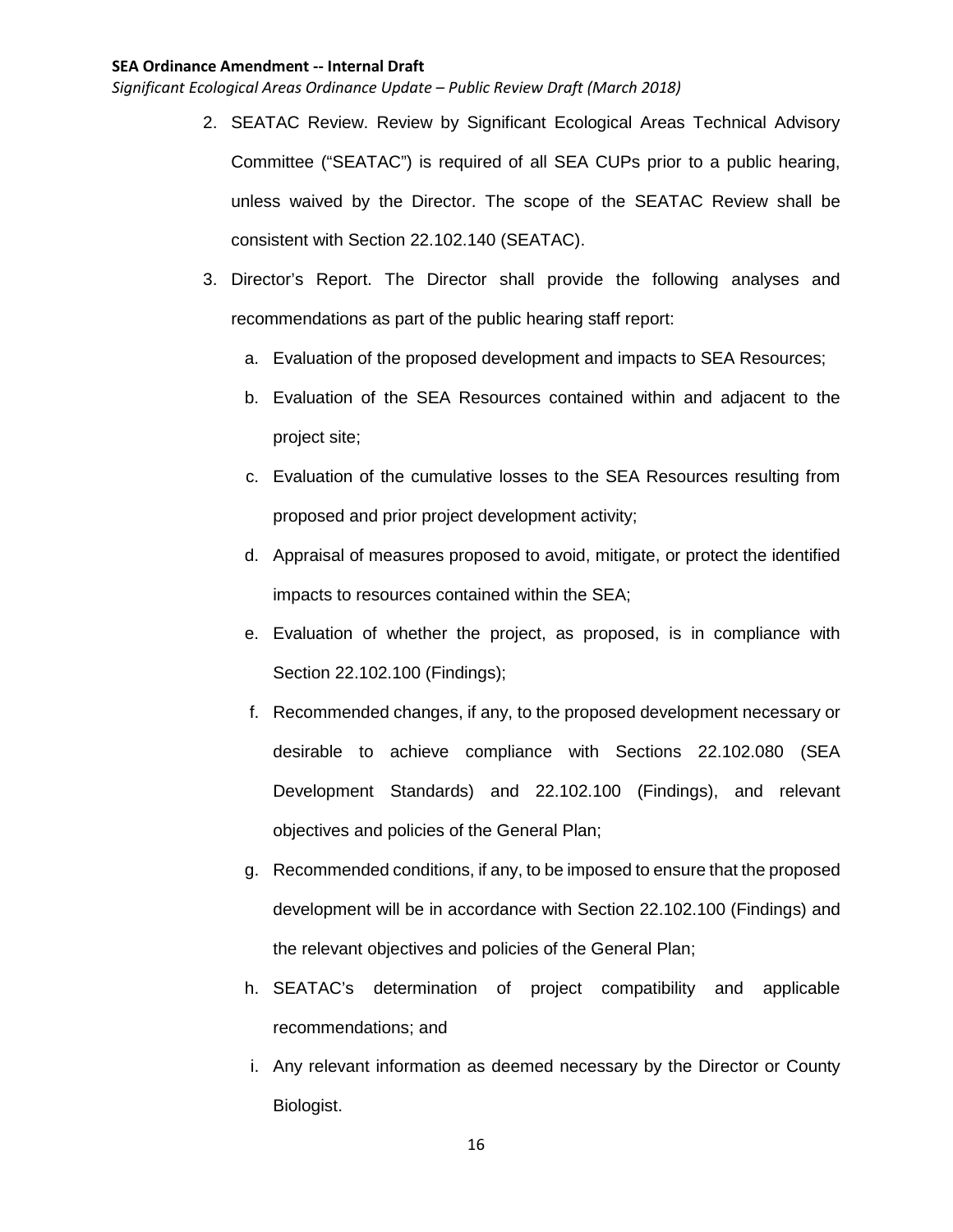2. SEATAC Review. Review by Significant Ecological Areas Technical Advisory Committee ("SEATAC") is required of all SEA CUPs prior to a public hearing, unless waived by the Director. The scope of the SEATAC Review shall be consistent with Section 22.102.140 (SEATAC).

3. Director's Report. The Director shall provide the following analyses and recommendations as part of the public hearing staff report:

   a. Evaluation of the proposed development and impacts to SEA Resources;

   b. Evaluation of the SEA Resources contained within and adjacent to the project site;

   c. Evaluation of the cumulative losses to the SEA Resources resulting from proposed and prior project development activity;

   d. Appraisal of measures proposed to avoid, mitigate, or protect the identified impacts to resources contained within the SEA;

   e. Evaluation of whether the project, as proposed, is in compliance with Section 22.102.100 (Findings);

   f. Recommended changes, if any, to the proposed development necessary or desirable to achieve compliance with Sections 22.102.080 (SEA Development Standards) and 22.102.100 (Findings), and relevant objectives and policies of the General Plan;

   g. Recommended conditions, if any, to be imposed to ensure that the proposed development will be in accordance with Section 22.102.100 (Findings) and the relevant objectives and policies of the General Plan;

   h. SEATAC's determination of project compatibility and applicable recommendations; and

   i. Any relevant information as deemed necessary by the Director or County Biologist.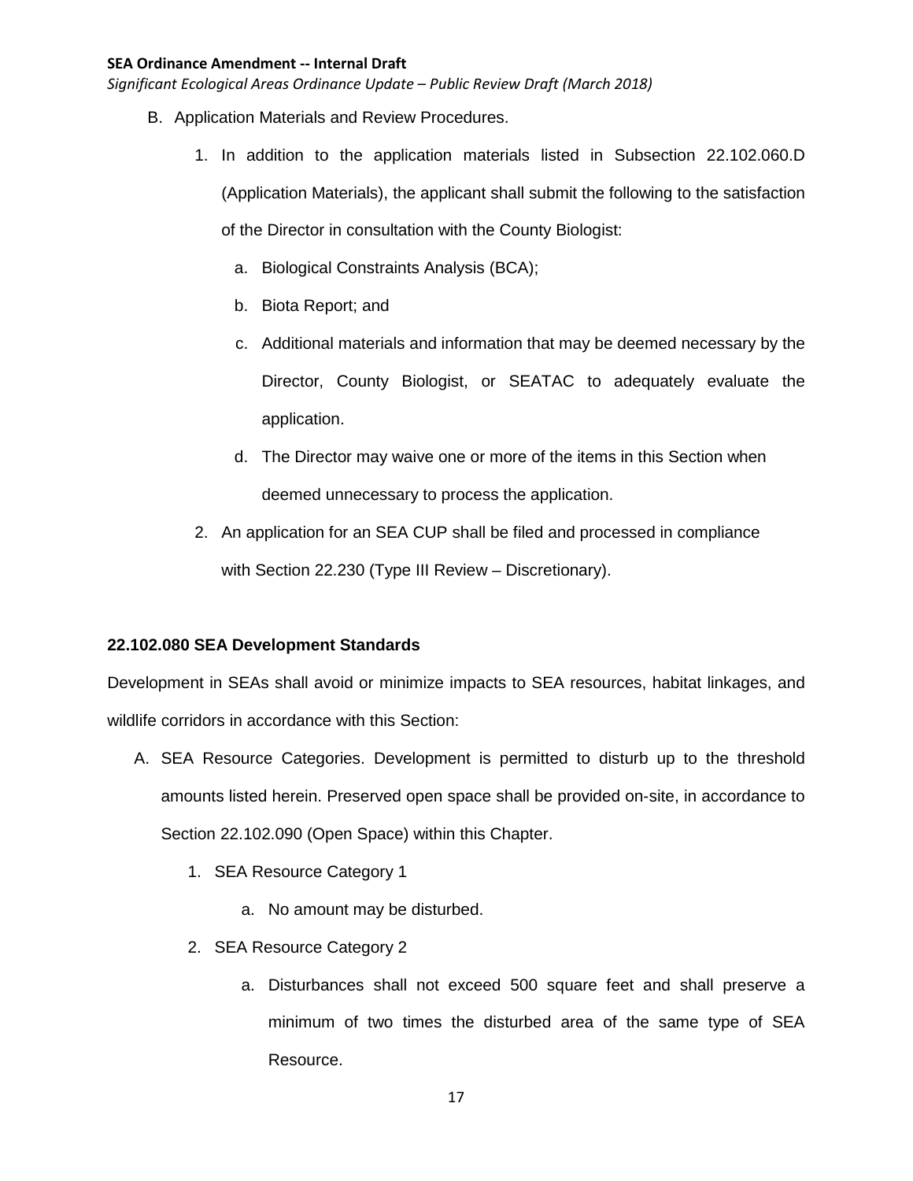B. Application Materials and Review Procedures.

1. In addition to the application materials listed in Subsection 22.102.060.D (Application Materials), the applicant shall submit the following to the satisfaction of the Director in consultation with the County Biologist:

   a. Biological Constraints Analysis (BCA);

   b. Biota Report; and

   c. Additional materials and information that may be deemed necessary by the Director, County Biologist, or SEATAC to adequately evaluate the application.

   d. The Director may waive one or more of the items in this Section when deemed unnecessary to process the application.

2. An application for an SEA CUP shall be filed and processed in compliance with Section 22.230 (Type III Review – Discretionary).

**22.102.080 SEA Development Standards**

Development in SEAs shall avoid or minimize impacts to SEA resources, habitat linkages, and wildlife corridors in accordance with this Section:

A. SEA Resource Categories. Development is permitted to disturb up to the threshold amounts listed herein. Preserved open space shall be provided on-site, in accordance to Section 22.102.090 (Open Space) within this Chapter.

   1. SEA Resource Category 1

      a. No amount may be disturbed.

   2. SEA Resource Category 2

      a. Disturbances shall not exceed 500 square feet and shall preserve a minimum of two times the disturbed area of the same type of SEA Resource.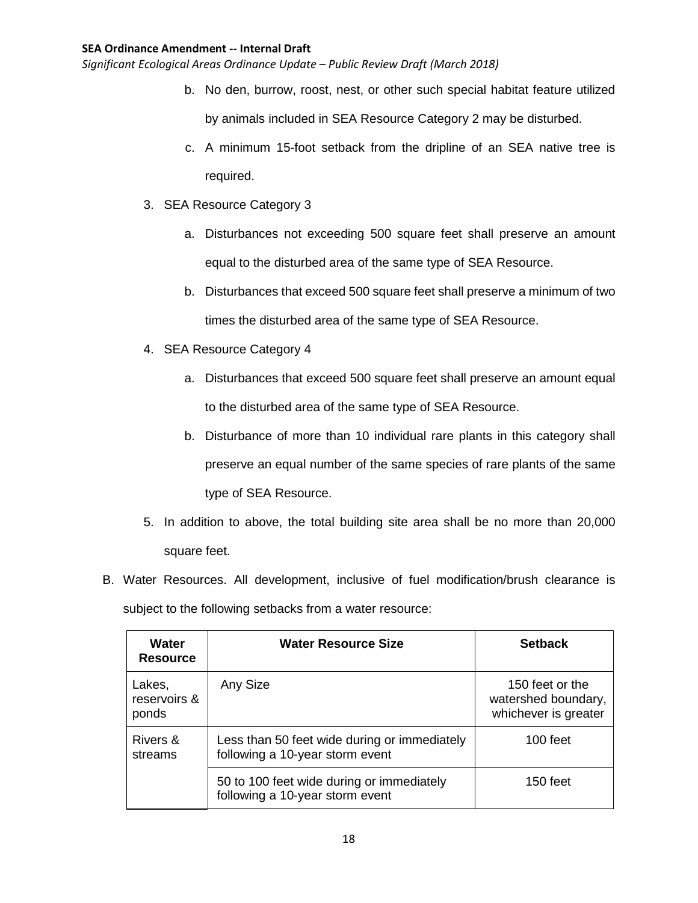b. No den, burrow, roost, nest, or other such special habitat feature utilized by animals included in SEA Resource Category 2 may be disturbed.

c. A minimum 15-foot setback from the dripline of an SEA native tree is required.

3. SEA Resource Category 3

   a. Disturbances not exceeding 500 square feet shall preserve an amount equal to the disturbed area of the same type of SEA Resource.

   b. Disturbances that exceed 500 square feet shall preserve a minimum of two times the disturbed area of the same type of SEA Resource.

4. SEA Resource Category 4

   a. Disturbances that exceed 500 square feet shall preserve an amount equal to the disturbed area of the same type of SEA Resource.

   b. Disturbance of more than 10 individual rare plants in this category shall preserve an equal number of the same species of rare plants of the same type of SEA Resource.

5. In addition to above, the total building site area shall be no more than 20,000 square feet.

B. Water Resources. All development, inclusive of fuel modification/brush clearance is subject to the following setbacks from a water resource:

| Water Resource | Water Resource Size | Setback |
|---|---|---|
| Lakes, reservoirs & ponds | Any Size | 150 feet or the watershed boundary, whichever is greater |
| Rivers & streams | Less than 50 feet wide during or immediately following a 10-year storm event | 100 feet |
| | 50 to 100 feet wide during or immediately following a 10-year storm event | 150 feet |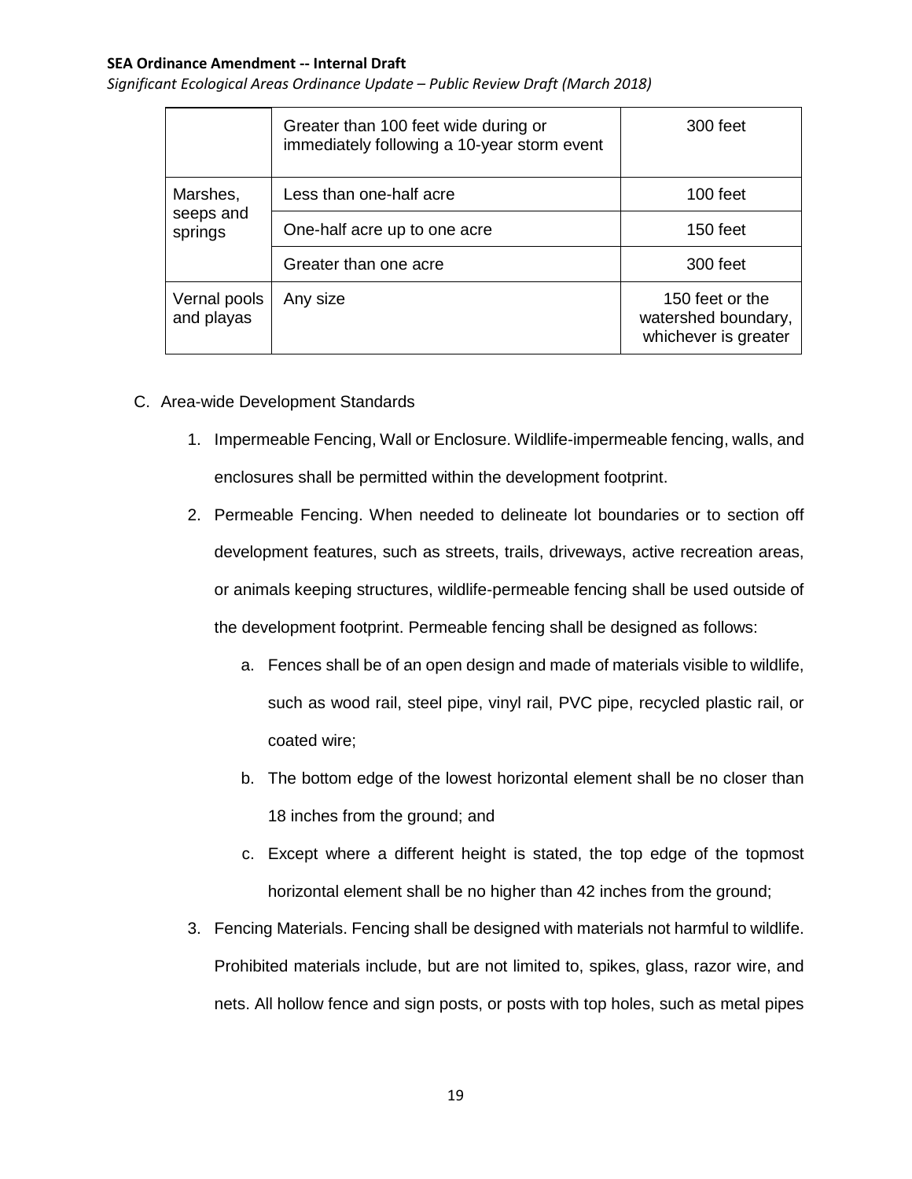|  | Greater than 100 feet wide during or immediately following a 10-year storm event | 300 feet |
| --- | --- | --- |
| Marshes, seeps and springs | Less than one-half acre | 100 feet |
|  | One-half acre up to one acre | 150 feet |
|  | Greater than one acre | 300 feet |
| Vernal pools and playas | Any size | 150 feet or the watershed boundary, whichever is greater |

C. Area-wide Development Standards

1. Impermeable Fencing, Wall or Enclosure. Wildlife-impermeable fencing, walls, and enclosures shall be permitted within the development footprint.

2. Permeable Fencing. When needed to delineate lot boundaries or to section off development features, such as streets, trails, driveways, active recreation areas, or animals keeping structures, wildlife-permeable fencing shall be used outside of the development footprint. Permeable fencing shall be designed as follows:

    a. Fences shall be of an open design and made of materials visible to wildlife, such as wood rail, steel pipe, vinyl rail, PVC pipe, recycled plastic rail, or coated wire;

    b. The bottom edge of the lowest horizontal element shall be no closer than 18 inches from the ground; and

    c. Except where a different height is stated, the top edge of the topmost horizontal element shall be no higher than 42 inches from the ground;

3. Fencing Materials. Fencing shall be designed with materials not harmful to wildlife. Prohibited materials include, but are not limited to, spikes, glass, razor wire, and nets. All hollow fence and sign posts, or posts with top holes, such as metal pipes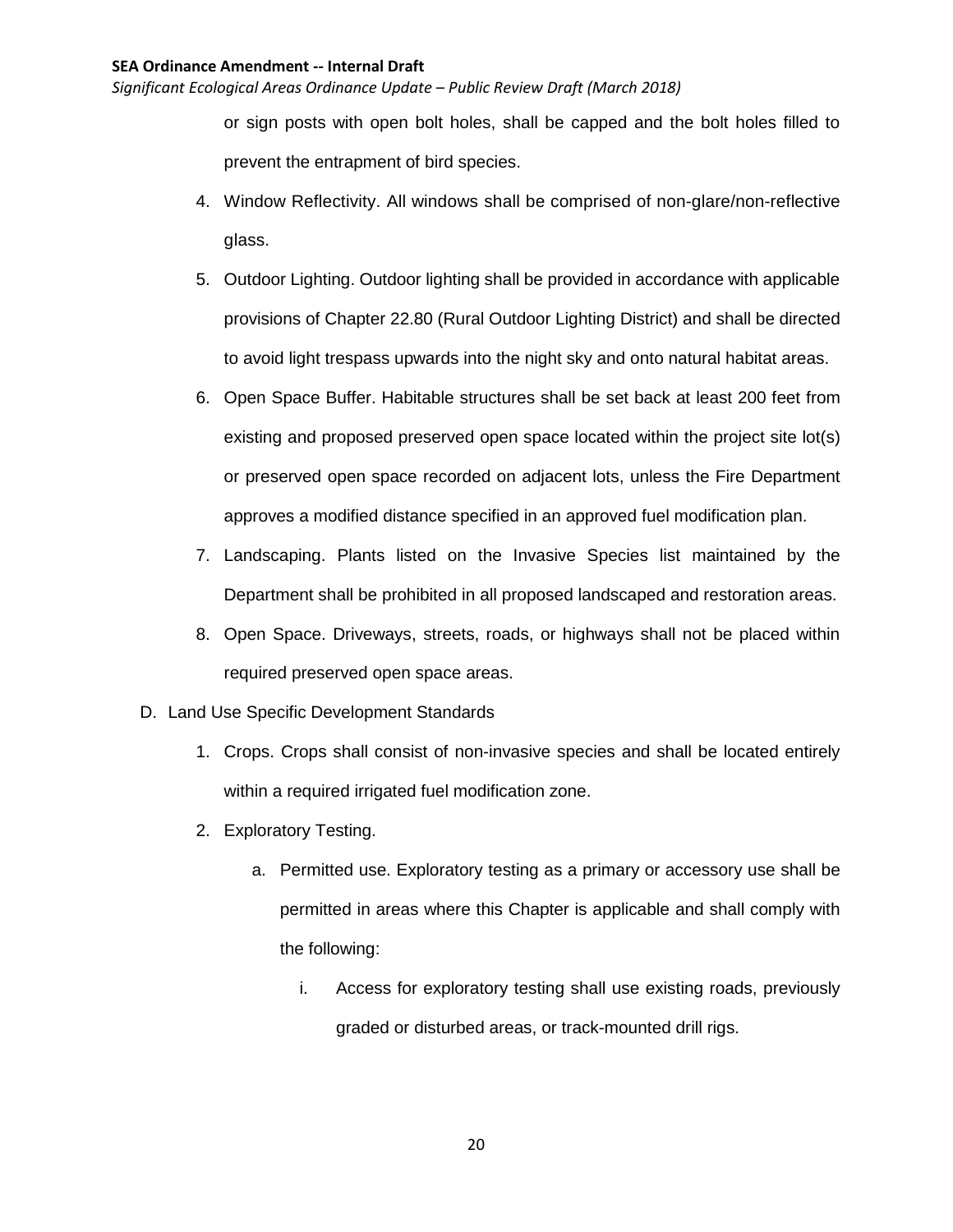or sign posts with open bolt holes, shall be capped and the bolt holes filled to prevent the entrapment of bird species.

4. Window Reflectivity. All windows shall be comprised of non-glare/non-reflective glass.
5. Outdoor Lighting. Outdoor lighting shall be provided in accordance with applicable provisions of Chapter 22.80 (Rural Outdoor Lighting District) and shall be directed to avoid light trespass upwards into the night sky and onto natural habitat areas.
6. Open Space Buffer. Habitable structures shall be set back at least 200 feet from existing and proposed preserved open space located within the project site lot(s) or preserved open space recorded on adjacent lots, unless the Fire Department approves a modified distance specified in an approved fuel modification plan.
7. Landscaping. Plants listed on the Invasive Species list maintained by the Department shall be prohibited in all proposed landscaped and restoration areas.
8. Open Space. Driveways, streets, roads, or highways shall not be placed within required preserved open space areas.

D. Land Use Specific Development Standards

1. Crops. Crops shall consist of non-invasive species and shall be located entirely within a required irrigated fuel modification zone.
2. Exploratory Testing.
   a. Permitted use. Exploratory testing as a primary or accessory use shall be permitted in areas where this Chapter is applicable and shall comply with the following:
      i. Access for exploratory testing shall use existing roads, previously graded or disturbed areas, or track-mounted drill rigs.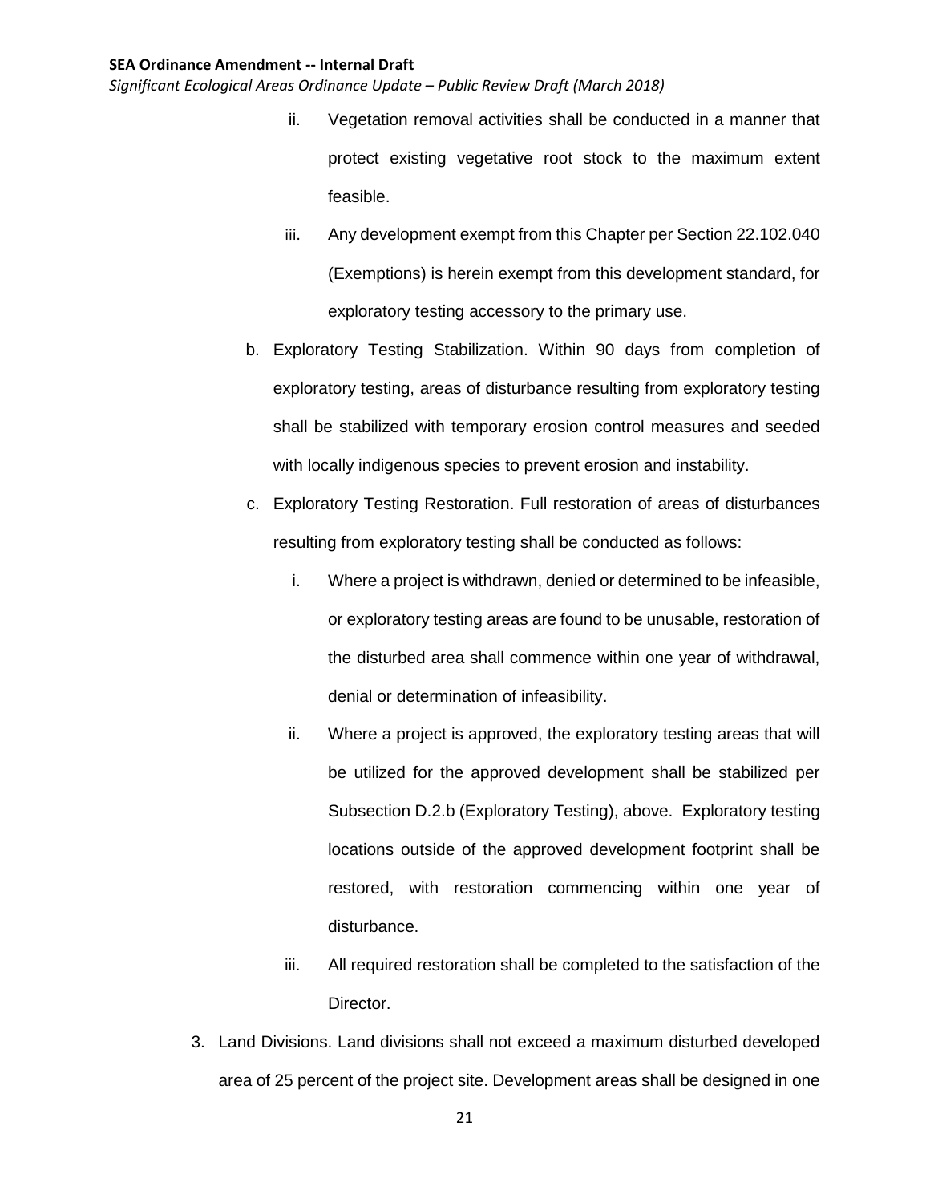ii. Vegetation removal activities shall be conducted in a manner that protect existing vegetative root stock to the maximum extent feasible.

iii. Any development exempt from this Chapter per Section 22.102.040 (Exemptions) is herein exempt from this development standard, for exploratory testing accessory to the primary use.

b. Exploratory Testing Stabilization. Within 90 days from completion of exploratory testing, areas of disturbance resulting from exploratory testing shall be stabilized with temporary erosion control measures and seeded with locally indigenous species to prevent erosion and instability.

c. Exploratory Testing Restoration. Full restoration of areas of disturbances resulting from exploratory testing shall be conducted as follows:

i. Where a project is withdrawn, denied or determined to be infeasible, or exploratory testing areas are found to be unusable, restoration of the disturbed area shall commence within one year of withdrawal, denial or determination of infeasibility.

ii. Where a project is approved, the exploratory testing areas that will be utilized for the approved development shall be stabilized per Subsection D.2.b (Exploratory Testing), above. Exploratory testing locations outside of the approved development footprint shall be restored, with restoration commencing within one year of disturbance.

iii. All required restoration shall be completed to the satisfaction of the Director.

3. Land Divisions. Land divisions shall not exceed a maximum disturbed developed area of 25 percent of the project site. Development areas shall be designed in one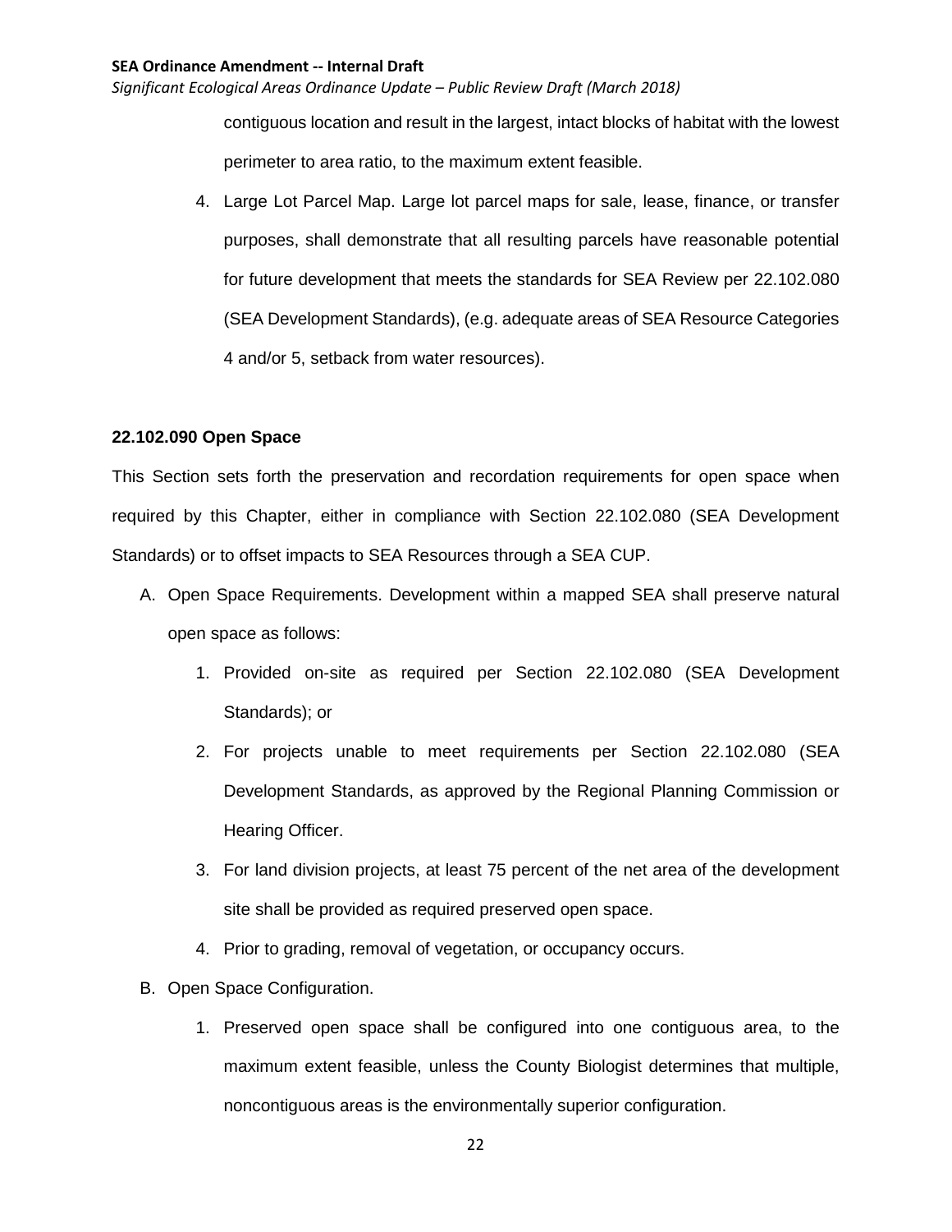contiguous location and result in the largest, intact blocks of habitat with the lowest perimeter to area ratio, to the maximum extent feasible.

4. Large Lot Parcel Map. Large lot parcel maps for sale, lease, finance, or transfer purposes, shall demonstrate that all resulting parcels have reasonable potential for future development that meets the standards for SEA Review per 22.102.080 (SEA Development Standards), (e.g. adequate areas of SEA Resource Categories 4 and/or 5, setback from water resources).

**22.102.090 Open Space**

This Section sets forth the preservation and recordation requirements for open space when required by this Chapter, either in compliance with Section 22.102.080 (SEA Development Standards) or to offset impacts to SEA Resources through a SEA CUP.

A. Open Space Requirements. Development within a mapped SEA shall preserve natural open space as follows:
   1. Provided on-site as required per Section 22.102.080 (SEA Development Standards); or
   2. For projects unable to meet requirements per Section 22.102.080 (SEA Development Standards, as approved by the Regional Planning Commission or Hearing Officer.
   3. For land division projects, at least 75 percent of the net area of the development site shall be provided as required preserved open space.
   4. Prior to grading, removal of vegetation, or occupancy occurs.

B. Open Space Configuration.
   1. Preserved open space shall be configured into one contiguous area, to the maximum extent feasible, unless the County Biologist determines that multiple, noncontiguous areas is the environmentally superior configuration.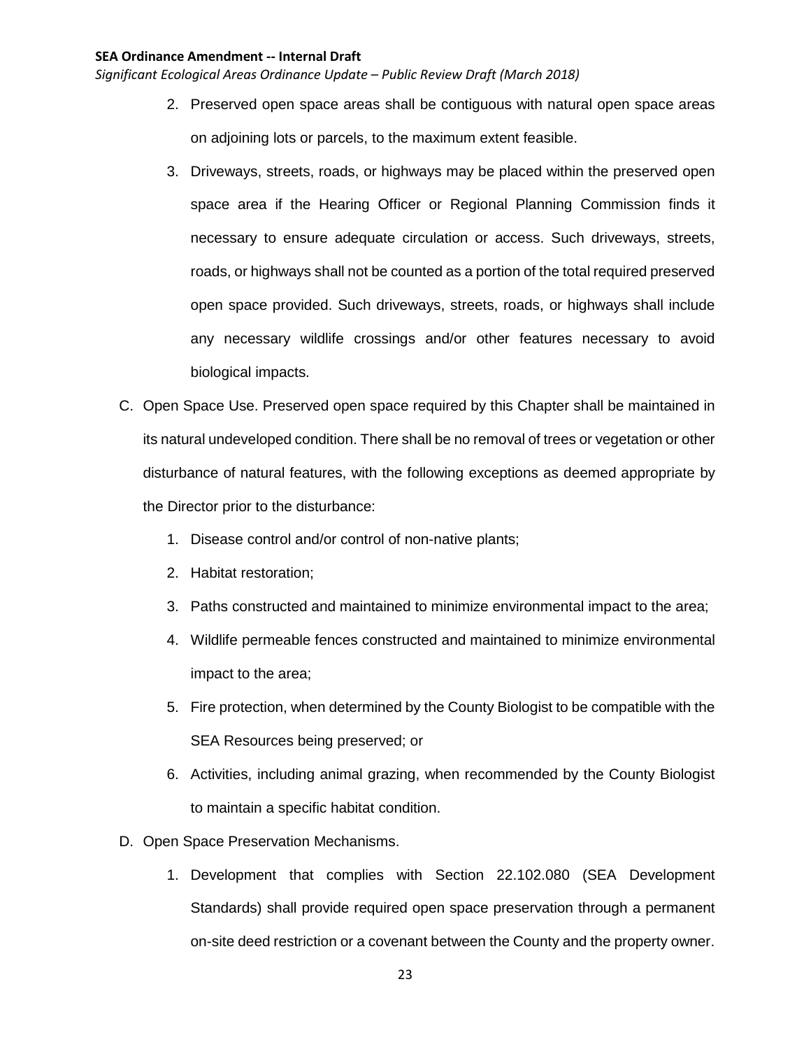2. Preserved open space areas shall be contiguous with natural open space areas on adjoining lots or parcels, to the maximum extent feasible.
3. Driveways, streets, roads, or highways may be placed within the preserved open space area if the Hearing Officer or Regional Planning Commission finds it necessary to ensure adequate circulation or access. Such driveways, streets, roads, or highways shall not be counted as a portion of the total required preserved open space provided. Such driveways, streets, roads, or highways shall include any necessary wildlife crossings and/or other features necessary to avoid biological impacts.

C. Open Space Use. Preserved open space required by this Chapter shall be maintained in its natural undeveloped condition. There shall be no removal of trees or vegetation or other disturbance of natural features, with the following exceptions as deemed appropriate by the Director prior to the disturbance:

1. Disease control and/or control of non-native plants;
2. Habitat restoration;
3. Paths constructed and maintained to minimize environmental impact to the area;
4. Wildlife permeable fences constructed and maintained to minimize environmental impact to the area;
5. Fire protection, when determined by the County Biologist to be compatible with the SEA Resources being preserved; or
6. Activities, including animal grazing, when recommended by the County Biologist to maintain a specific habitat condition.

D. Open Space Preservation Mechanisms.

1. Development that complies with Section 22.102.080 (SEA Development Standards) shall provide required open space preservation through a permanent on-site deed restriction or a covenant between the County and the property owner.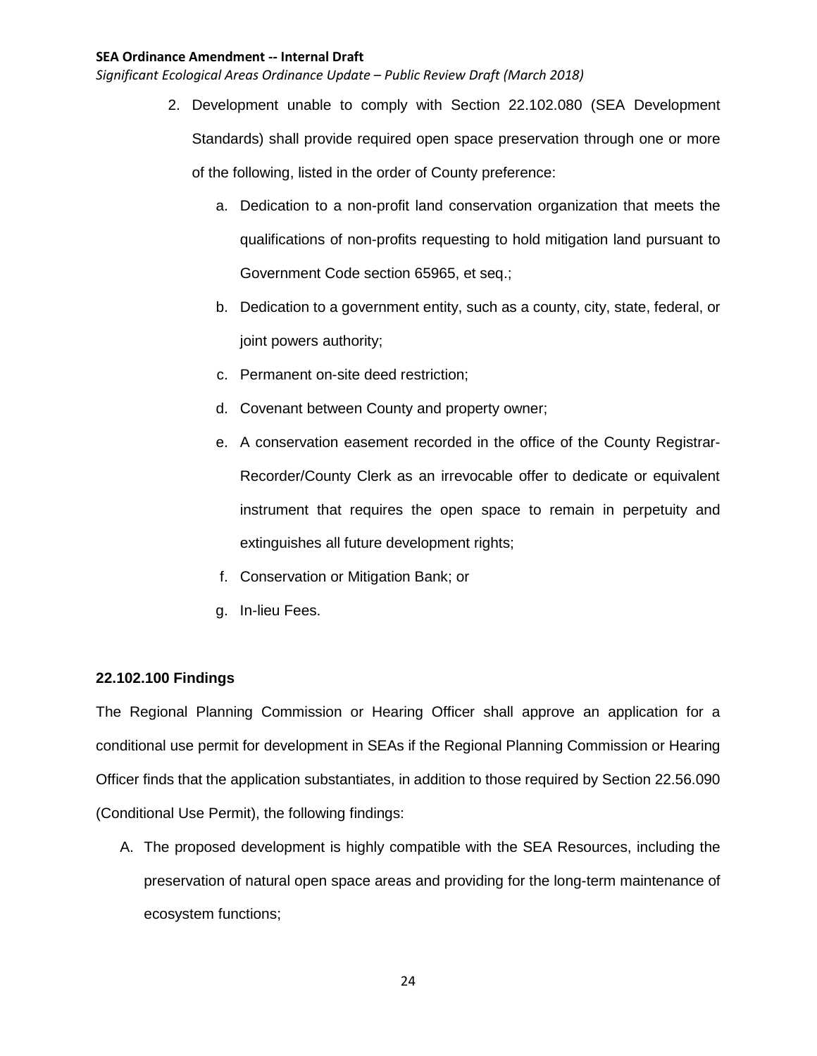2. Development unable to comply with Section 22.102.080 (SEA Development Standards) shall provide required open space preservation through one or more of the following, listed in the order of County preference:

   a. Dedication to a non-profit land conservation organization that meets the qualifications of non-profits requesting to hold mitigation land pursuant to Government Code section 65965, et seq.;

   b. Dedication to a government entity, such as a county, city, state, federal, or joint powers authority;

   c. Permanent on-site deed restriction;

   d. Covenant between County and property owner;

   e. A conservation easement recorded in the office of the County Registrar-Recorder/County Clerk as an irrevocable offer to dedicate or equivalent instrument that requires the open space to remain in perpetuity and extinguishes all future development rights;

   f. Conservation or Mitigation Bank; or

   g. In-lieu Fees.

**22.102.100 Findings**

The Regional Planning Commission or Hearing Officer shall approve an application for a conditional use permit for development in SEAs if the Regional Planning Commission or Hearing Officer finds that the application substantiates, in addition to those required by Section 22.56.090 (Conditional Use Permit), the following findings:

A. The proposed development is highly compatible with the SEA Resources, including the preservation of natural open space areas and providing for the long-term maintenance of ecosystem functions;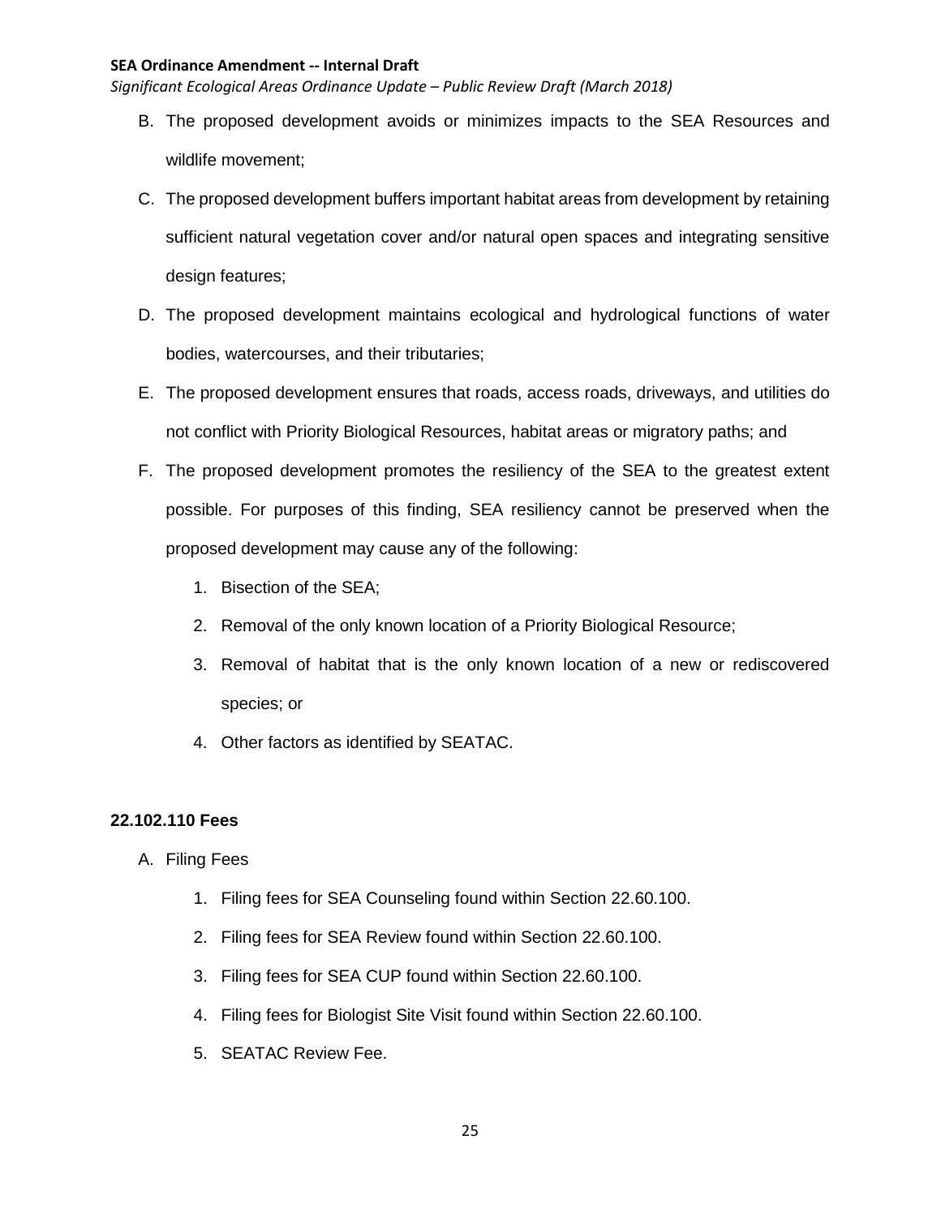B. The proposed development avoids or minimizes impacts to the SEA Resources and wildlife movement;

C. The proposed development buffers important habitat areas from development by retaining sufficient natural vegetation cover and/or natural open spaces and integrating sensitive design features;

D. The proposed development maintains ecological and hydrological functions of water bodies, watercourses, and their tributaries;

E. The proposed development ensures that roads, access roads, driveways, and utilities do not conflict with Priority Biological Resources, habitat areas or migratory paths; and

F. The proposed development promotes the resiliency of the SEA to the greatest extent possible. For purposes of this finding, SEA resiliency cannot be preserved when the proposed development may cause any of the following:

   1. Bisection of the SEA;
   2. Removal of the only known location of a Priority Biological Resource;
   3. Removal of habitat that is the only known location of a new or rediscovered species; or
   4. Other factors as identified by SEATAC.

### 22.102.110 Fees

A. Filing Fees

   1. Filing fees for SEA Counseling found within Section 22.60.100.
   2. Filing fees for SEA Review found within Section 22.60.100.
   3. Filing fees for SEA CUP found within Section 22.60.100.
   4. Filing fees for Biologist Site Visit found within Section 22.60.100.
   5. SEATAC Review Fee.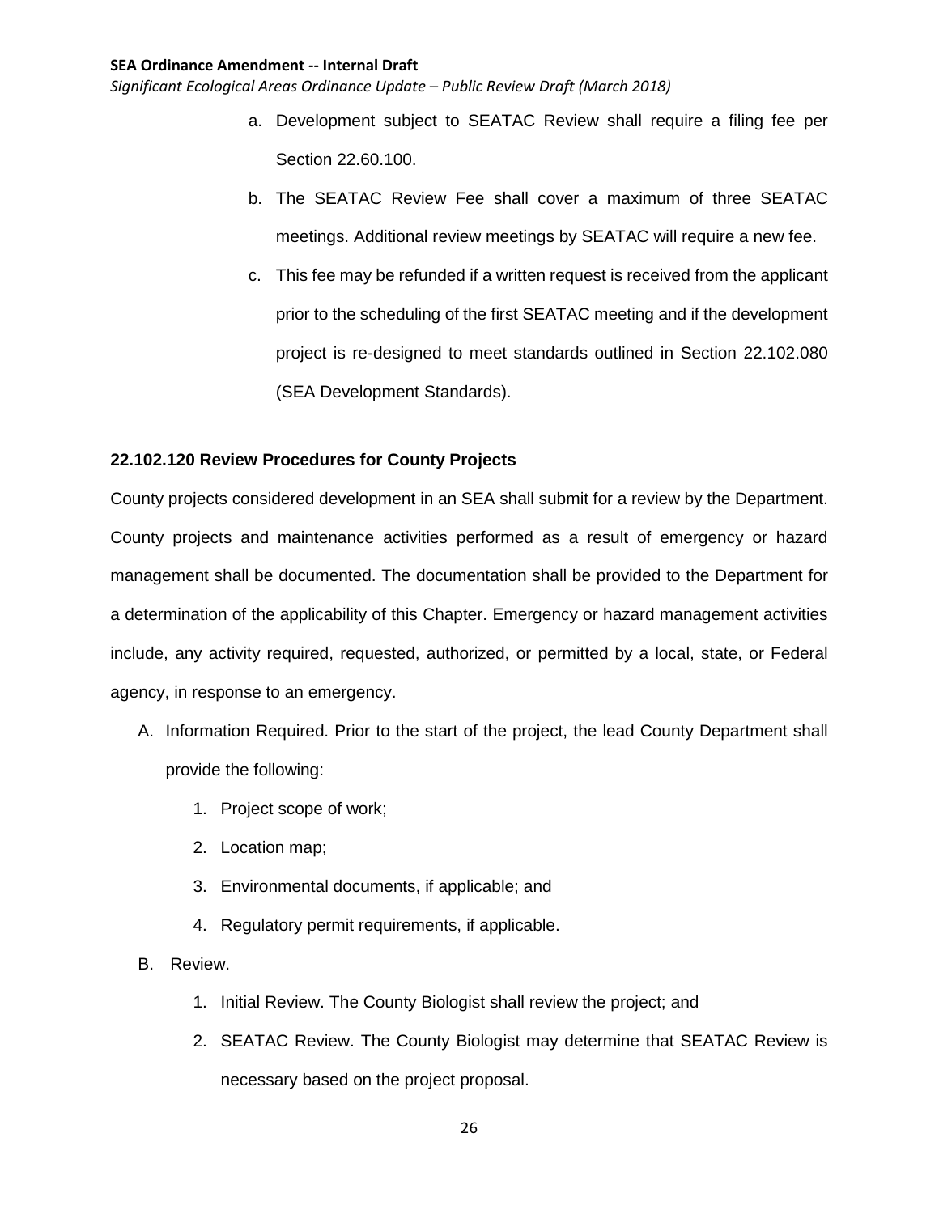a. Development subject to SEATAC Review shall require a filing fee per Section 22.60.100.

b. The SEATAC Review Fee shall cover a maximum of three SEATAC meetings. Additional review meetings by SEATAC will require a new fee.

c. This fee may be refunded if a written request is received from the applicant prior to the scheduling of the first SEATAC meeting and if the development project is re-designed to meet standards outlined in Section 22.102.080 (SEA Development Standards).

**22.102.120 Review Procedures for County Projects**

County projects considered development in an SEA shall submit for a review by the Department. County projects and maintenance activities performed as a result of emergency or hazard management shall be documented. The documentation shall be provided to the Department for a determination of the applicability of this Chapter. Emergency or hazard management activities include, any activity required, requested, authorized, or permitted by a local, state, or Federal agency, in response to an emergency.

A. Information Required. Prior to the start of the project, the lead County Department shall provide the following:

   1. Project scope of work;
   2. Location map;
   3. Environmental documents, if applicable; and
   4. Regulatory permit requirements, if applicable.

B. Review.

   1. Initial Review. The County Biologist shall review the project; and
   2. SEATAC Review. The County Biologist may determine that SEATAC Review is necessary based on the project proposal.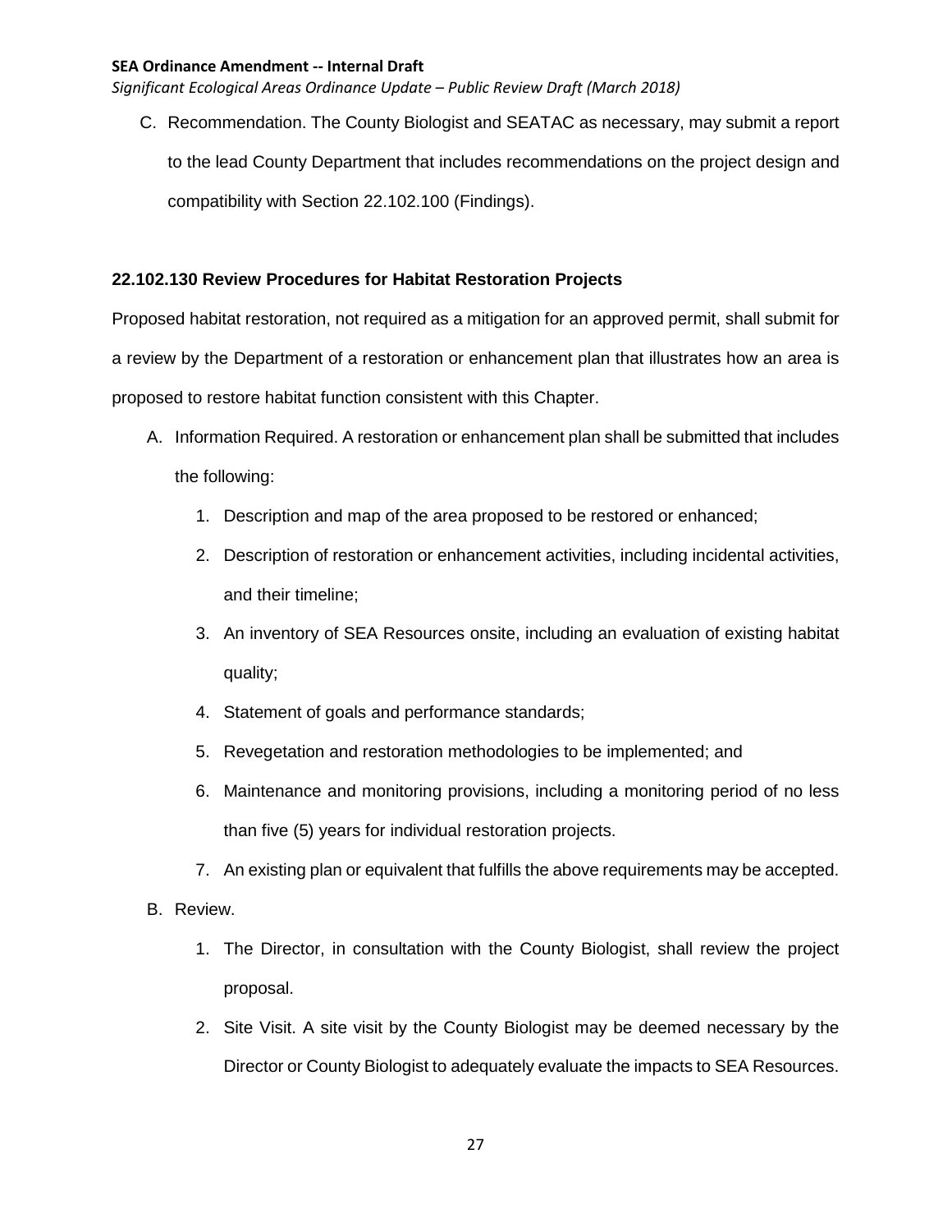C. Recommendation. The County Biologist and SEATAC as necessary, may submit a report to the lead County Department that includes recommendations on the project design and compatibility with Section 22.102.100 (Findings).

**22.102.130 Review Procedures for Habitat Restoration Projects**

Proposed habitat restoration, not required as a mitigation for an approved permit, shall submit for a review by the Department of a restoration or enhancement plan that illustrates how an area is proposed to restore habitat function consistent with this Chapter.

A. Information Required. A restoration or enhancement plan shall be submitted that includes the following:

   1. Description and map of the area proposed to be restored or enhanced;
   2. Description of restoration or enhancement activities, including incidental activities, and their timeline;
   3. An inventory of SEA Resources onsite, including an evaluation of existing habitat quality;
   4. Statement of goals and performance standards;
   5. Revegetation and restoration methodologies to be implemented; and
   6. Maintenance and monitoring provisions, including a monitoring period of no less than five (5) years for individual restoration projects.
   7. An existing plan or equivalent that fulfills the above requirements may be accepted.

B. Review.

   1. The Director, in consultation with the County Biologist, shall review the project proposal.
   2. Site Visit. A site visit by the County Biologist may be deemed necessary by the Director or County Biologist to adequately evaluate the impacts to SEA Resources.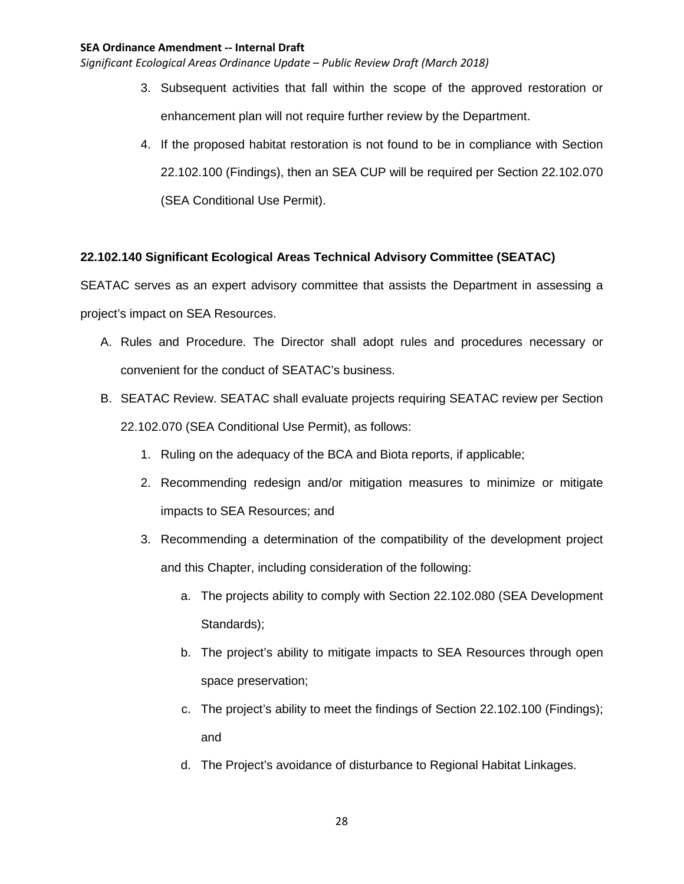3. Subsequent activities that fall within the scope of the approved restoration or enhancement plan will not require further review by the Department.
4. If the proposed habitat restoration is not found to be in compliance with Section 22.102.100 (Findings), then an SEA CUP will be required per Section 22.102.070 (SEA Conditional Use Permit).

**22.102.140 Significant Ecological Areas Technical Advisory Committee (SEATAC)**

SEATAC serves as an expert advisory committee that assists the Department in assessing a project's impact on SEA Resources.

A. Rules and Procedure. The Director shall adopt rules and procedures necessary or convenient for the conduct of SEATAC's business.

B. SEATAC Review. SEATAC shall evaluate projects requiring SEATAC review per Section 22.102.070 (SEA Conditional Use Permit), as follows:

   1. Ruling on the adequacy of the BCA and Biota reports, if applicable;
   2. Recommending redesign and/or mitigation measures to minimize or mitigate impacts to SEA Resources; and
   3. Recommending a determination of the compatibility of the development project and this Chapter, including consideration of the following:
      a. The projects ability to comply with Section 22.102.080 (SEA Development Standards);
      b. The project's ability to mitigate impacts to SEA Resources through open space preservation;
      c. The project's ability to meet the findings of Section 22.102.100 (Findings); and
      d. The Project's avoidance of disturbance to Regional Habitat Linkages.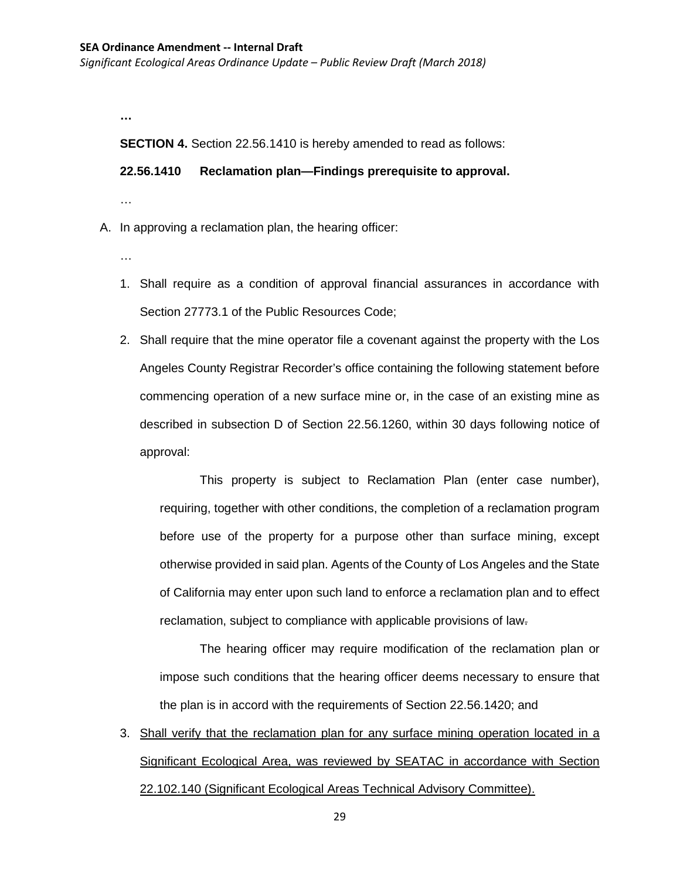…

**SECTION 4.** Section 22.56.1410 is hereby amended to read as follows:

**22.56.1410 Reclamation plan—Findings prerequisite to approval.**

…

A. In approving a reclamation plan, the hearing officer:

…

1. Shall require as a condition of approval financial assurances in accordance with Section 27773.1 of the Public Resources Code;

2. Shall require that the mine operator file a covenant against the property with the Los Angeles County Registrar Recorder's office containing the following statement before commencing operation of a new surface mine or, in the case of an existing mine as described in subsection D of Section 22.56.1260, within 30 days following notice of approval:

   This property is subject to Reclamation Plan (enter case number), requiring, together with other conditions, the completion of a reclamation program before use of the property for a purpose other than surface mining, except otherwise provided in said plan. Agents of the County of Los Angeles and the State of California may enter upon such land to enforce a reclamation plan and to effect reclamation, subject to compliance with applicable provisions of law~~.~~

   The hearing officer may require modification of the reclamation plan or impose such conditions that the hearing officer deems necessary to ensure that the plan is in accord with the requirements of Section 22.56.1420; and

3. <u>Shall verify that the reclamation plan for any surface mining operation located in a Significant Ecological Area, was reviewed by SEATAC in accordance with Section 22.102.140 (Significant Ecological Areas Technical Advisory Committee).</u>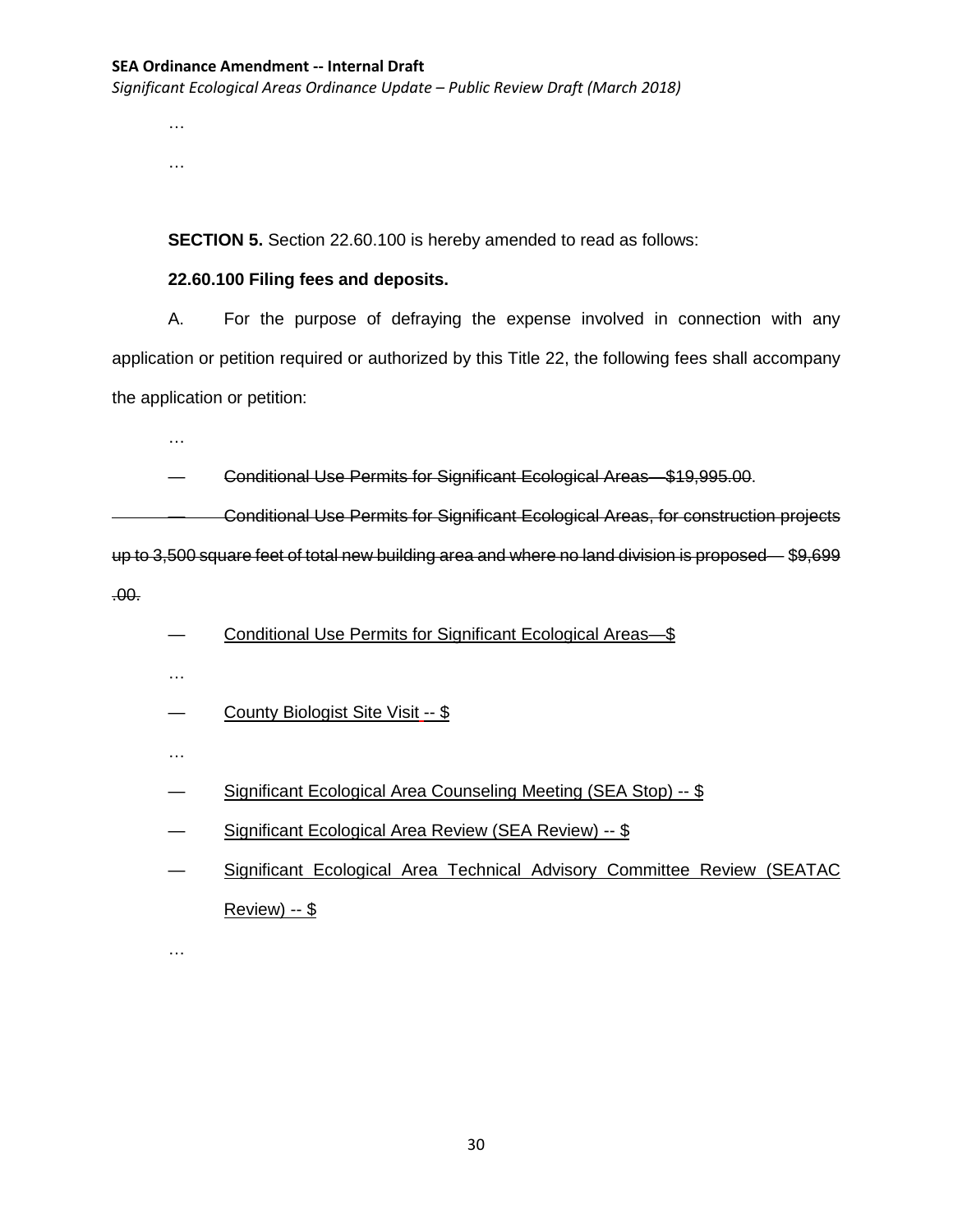…

…

**SECTION 5.** Section 22.60.100 is hereby amended to read as follows:

**22.60.100 Filing fees and deposits.**

A. For the purpose of defraying the expense involved in connection with any application or petition required or authorized by this Title 22, the following fees shall accompany the application or petition:

…

— ~~Conditional Use Permits for Significant Ecological Areas—$19,995.00~~.

~~— Conditional Use Permits for Significant Ecological Areas, for construction projects up to 3,500 square feet of total new building area and where no land division is proposed— $9,699.00.~~

— <u>Conditional Use Permits for Significant Ecological Areas—$</u>

…

— <u>County Biologist Site Visit -- $</u>

…

— <u>Significant Ecological Area Counseling Meeting (SEA Stop) -- $</u>

— <u>Significant Ecological Area Review (SEA Review) -- $</u>

— <u>Significant Ecological Area Technical Advisory Committee Review (SEATAC Review) -- $</u>

…